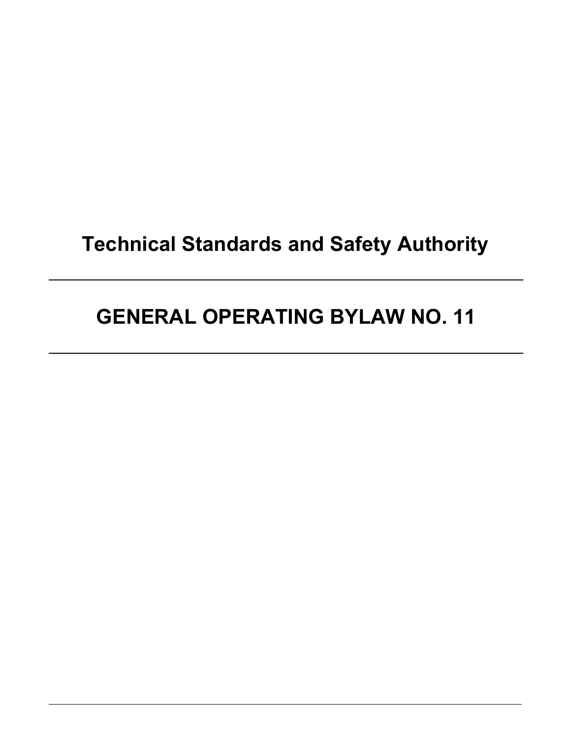# Technical Standards and Safety Authority

---

# GENERAL OPERATING BYLAW NO. 11

---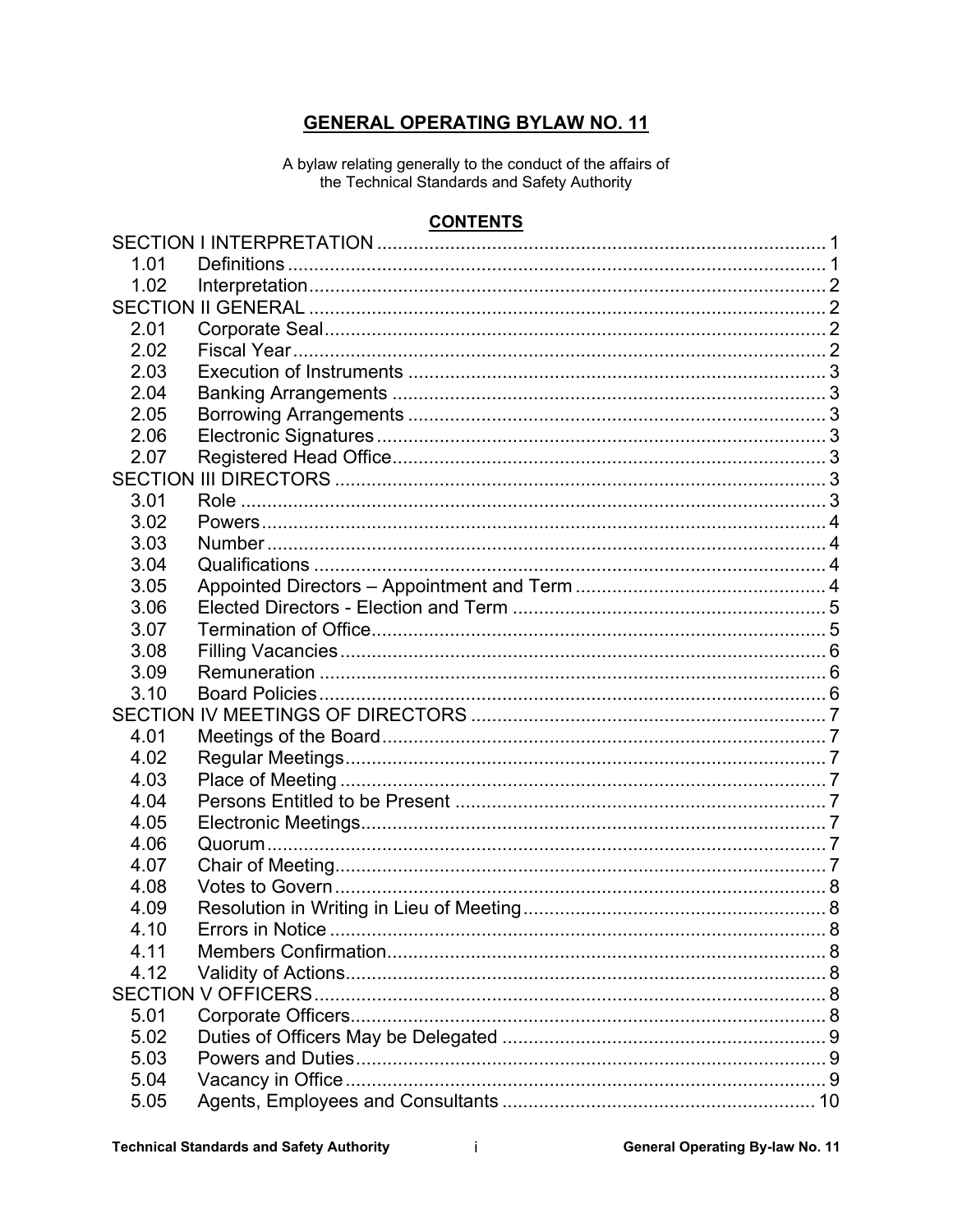# GENERAL OPERATING BYLAW NO. 11

A bylaw relating generally to the conduct of the affairs of the Technical Standards and Safety Authority

## CONTENTS

| | | |
|---|---|---|
| SECTION I INTERPRETATION | | 1 |
| 1.01 | Definitions | 1 |
| 1.02 | Interpretation | 2 |
| SECTION II GENERAL | | 2 |
| 2.01 | Corporate Seal | 2 |
| 2.02 | Fiscal Year | 2 |
| 2.03 | Execution of Instruments | 3 |
| 2.04 | Banking Arrangements | 3 |
| 2.05 | Borrowing Arrangements | 3 |
| 2.06 | Electronic Signatures | 3 |
| 2.07 | Registered Head Office | 3 |
| SECTION III DIRECTORS | | 3 |
| 3.01 | Role | 3 |
| 3.02 | Powers | 4 |
| 3.03 | Number | 4 |
| 3.04 | Qualifications | 4 |
| 3.05 | Appointed Directors – Appointment and Term | 4 |
| 3.06 | Elected Directors - Election and Term | 5 |
| 3.07 | Termination of Office | 5 |
| 3.08 | Filling Vacancies | 6 |
| 3.09 | Remuneration | 6 |
| 3.10 | Board Policies | 6 |
| SECTION IV MEETINGS OF DIRECTORS | | 7 |
| 4.01 | Meetings of the Board | 7 |
| 4.02 | Regular Meetings | 7 |
| 4.03 | Place of Meeting | 7 |
| 4.04 | Persons Entitled to be Present | 7 |
| 4.05 | Electronic Meetings | 7 |
| 4.06 | Quorum | 7 |
| 4.07 | Chair of Meeting | 7 |
| 4.08 | Votes to Govern | 8 |
| 4.09 | Resolution in Writing in Lieu of Meeting | 8 |
| 4.10 | Errors in Notice | 8 |
| 4.11 | Members Confirmation | 8 |
| 4.12 | Validity of Actions | 8 |
| SECTION V OFFICERS | | 8 |
| 5.01 | Corporate Officers | 8 |
| 5.02 | Duties of Officers May be Delegated | 9 |
| 5.03 | Powers and Duties | 9 |
| 5.04 | Vacancy in Office | 9 |
| 5.05 | Agents, Employees and Consultants | 10 |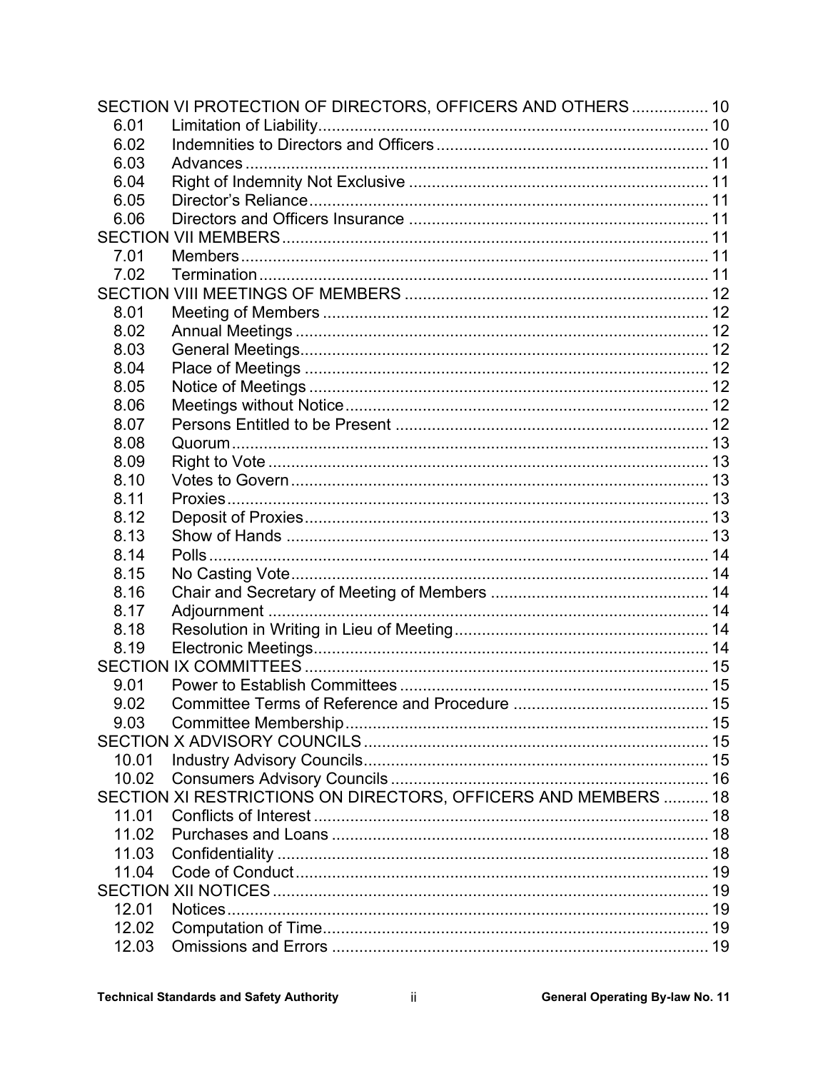SECTION VI PROTECTION OF DIRECTORS, OFFICERS AND OTHERS ................ 10

6.01 Limitation of Liability ................................................................................ 10

6.02 Indemnities to Directors and Officers ........................................................ 10

6.03 Advances .................................................................................................. 11

6.04 Right of Indemnity Not Exclusive ............................................................... 11

6.05 Director's Reliance .................................................................................... 11

6.06 Directors and Officers Insurance ............................................................... 11

SECTION VII MEMBERS ............................................................................................. 11

7.01 Members .................................................................................................... 11

7.02 Termination ................................................................................................ 11

SECTION VIII MEETINGS OF MEMBERS ................................................................... 12

8.01 Meeting of Members .................................................................................. 12

8.02 Annual Meetings ........................................................................................ 12

8.03 General Meetings ....................................................................................... 12

8.04 Place of Meetings ...................................................................................... 12

8.05 Notice of Meetings ..................................................................................... 12

8.06 Meetings without Notice ............................................................................. 12

8.07 Persons Entitled to be Present .................................................................. 12

8.08 Quorum ...................................................................................................... 13

8.09 Right to Vote .............................................................................................. 13

8.10 Votes to Govern ......................................................................................... 13

8.11 Proxies ....................................................................................................... 13

8.12 Deposit of Proxies ...................................................................................... 13

8.13 Show of Hands .......................................................................................... 13

8.14 Polls ........................................................................................................... 14

8.15 No Casting Vote ......................................................................................... 14

8.16 Chair and Secretary of Meeting of Members ............................................. 14

8.17 Adjournment ............................................................................................... 14

8.18 Resolution in Writing in Lieu of Meeting ..................................................... 14

8.19 Electronic Meetings .................................................................................... 14

SECTION IX COMMITTEES ......................................................................................... 15

9.01 Power to Establish Committees ................................................................. 15

9.02 Committee Terms of Reference and Procedure ........................................ 15

9.03 Committee Membership ............................................................................. 15

SECTION X ADVISORY COUNCILS ........................................................................... 15

10.01 Industry Advisory Councils ......................................................................... 15

10.02 Consumers Advisory Councils ................................................................... 16

SECTION XI RESTRICTIONS ON DIRECTORS, OFFICERS AND MEMBERS .......... 18

11.01 Conflicts of Interest .................................................................................... 18

11.02 Purchases and Loans ................................................................................ 18

11.03 Confidentiality ............................................................................................ 18

11.04 Code of Conduct ........................................................................................ 19

SECTION XII NOTICES ............................................................................................... 19

12.01 Notices ....................................................................................................... 19

12.02 Computation of Time .................................................................................. 19

12.03 Omissions and Errors ................................................................................ 19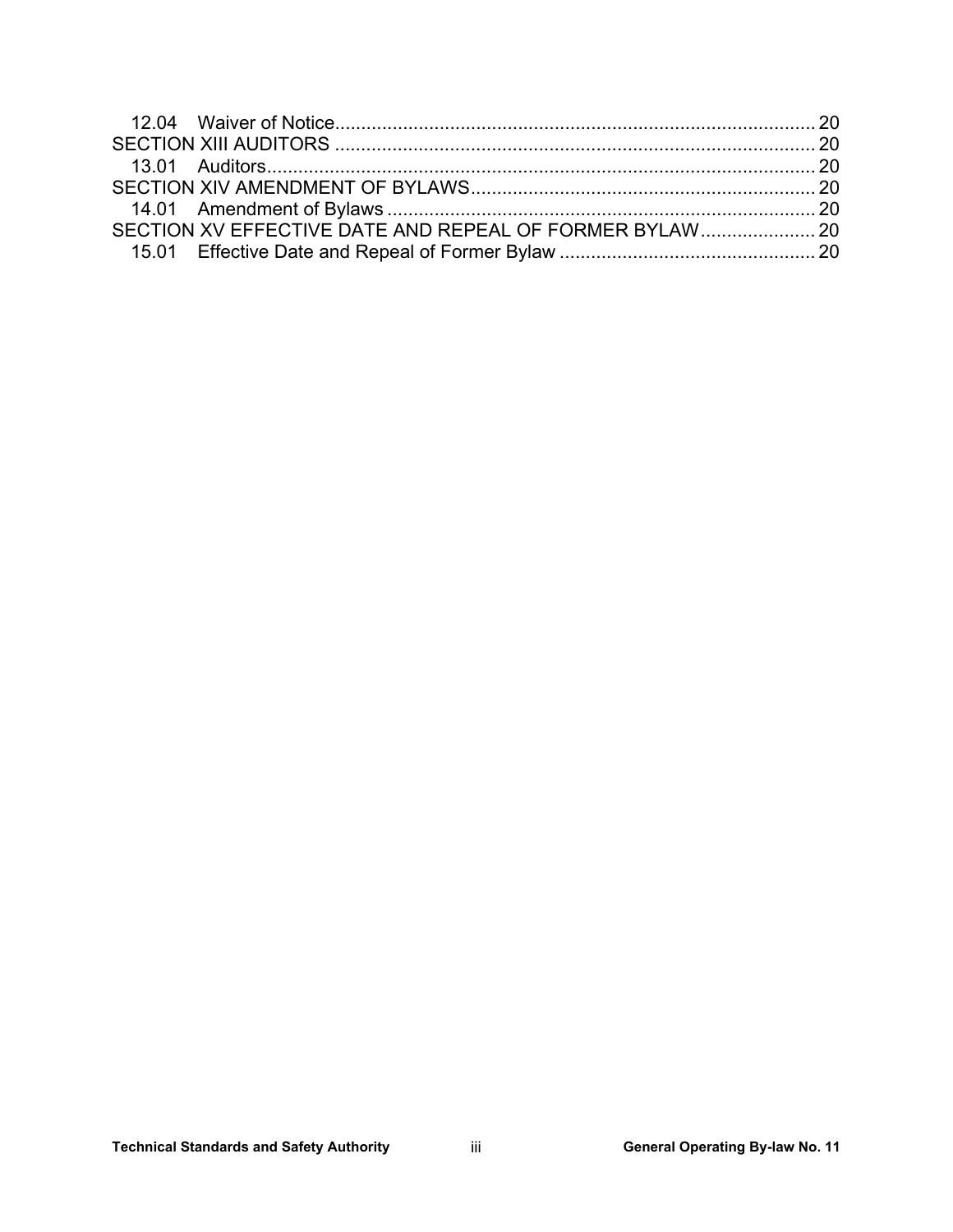12.04 Waiver of Notice........................................................................................... 20
SECTION XIII AUDITORS ........................................................................................... 20
13.01 Auditors........................................................................................................ 20
SECTION XIV AMENDMENT OF BYLAWS................................................................. 20
14.01 Amendment of Bylaws ................................................................................. 20
SECTION XV EFFECTIVE DATE AND REPEAL OF FORMER BYLAW...................... 20
15.01 Effective Date and Repeal of Former Bylaw ................................................ 20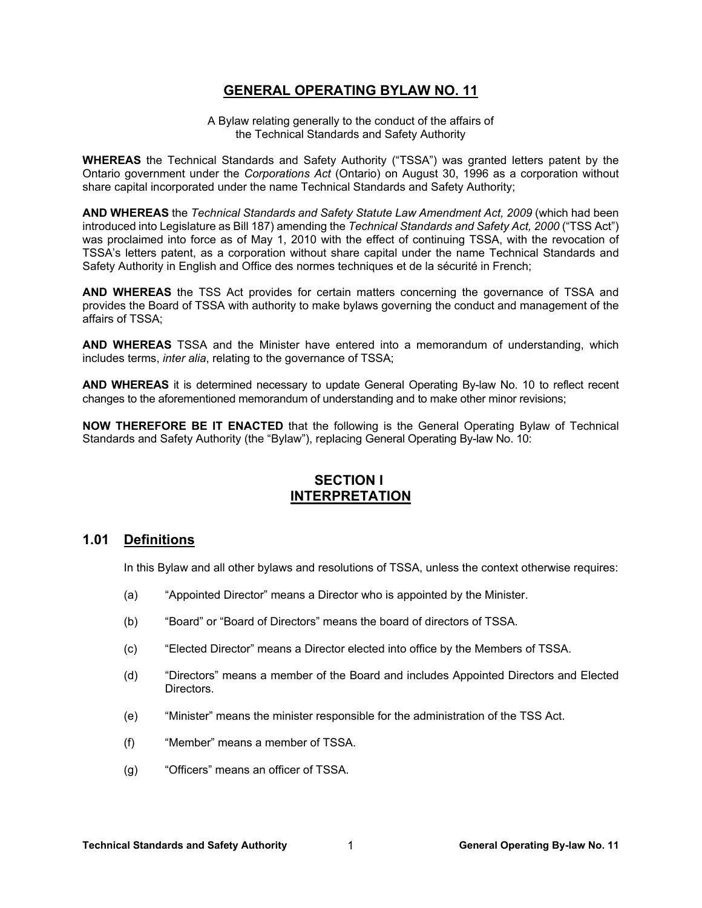# GENERAL OPERATING BYLAW NO. 11

A Bylaw relating generally to the conduct of the affairs of
the Technical Standards and Safety Authority

**WHEREAS** the Technical Standards and Safety Authority ("TSSA") was granted letters patent by the Ontario government under the *Corporations Act* (Ontario) on August 30, 1996 as a corporation without share capital incorporated under the name Technical Standards and Safety Authority;

**AND WHEREAS** the *Technical Standards and Safety Statute Law Amendment Act, 2009* (which had been introduced into Legislature as Bill 187) amending the *Technical Standards and Safety Act, 2000* ("TSS Act") was proclaimed into force as of May 1, 2010 with the effect of continuing TSSA, with the revocation of TSSA's letters patent, as a corporation without share capital under the name Technical Standards and Safety Authority in English and Office des normes techniques et de la sécurité in French;

**AND WHEREAS** the TSS Act provides for certain matters concerning the governance of TSSA and provides the Board of TSSA with authority to make bylaws governing the conduct and management of the affairs of TSSA;

**AND WHEREAS** TSSA and the Minister have entered into a memorandum of understanding, which includes terms, *inter alia*, relating to the governance of TSSA;

**AND WHEREAS** it is determined necessary to update General Operating By-law No. 10 to reflect recent changes to the aforementioned memorandum of understanding and to make other minor revisions;

**NOW THEREFORE BE IT ENACTED** that the following is the General Operating Bylaw of Technical Standards and Safety Authority (the "Bylaw"), replacing General Operating By-law No. 10:

## SECTION I
## INTERPRETATION

### 1.01 Definitions

In this Bylaw and all other bylaws and resolutions of TSSA, unless the context otherwise requires:

(a) "Appointed Director" means a Director who is appointed by the Minister.

(b) "Board" or "Board of Directors" means the board of directors of TSSA.

(c) "Elected Director" means a Director elected into office by the Members of TSSA.

(d) "Directors" means a member of the Board and includes Appointed Directors and Elected Directors.

(e) "Minister" means the minister responsible for the administration of the TSS Act.

(f) "Member" means a member of TSSA.

(g) "Officers" means an officer of TSSA.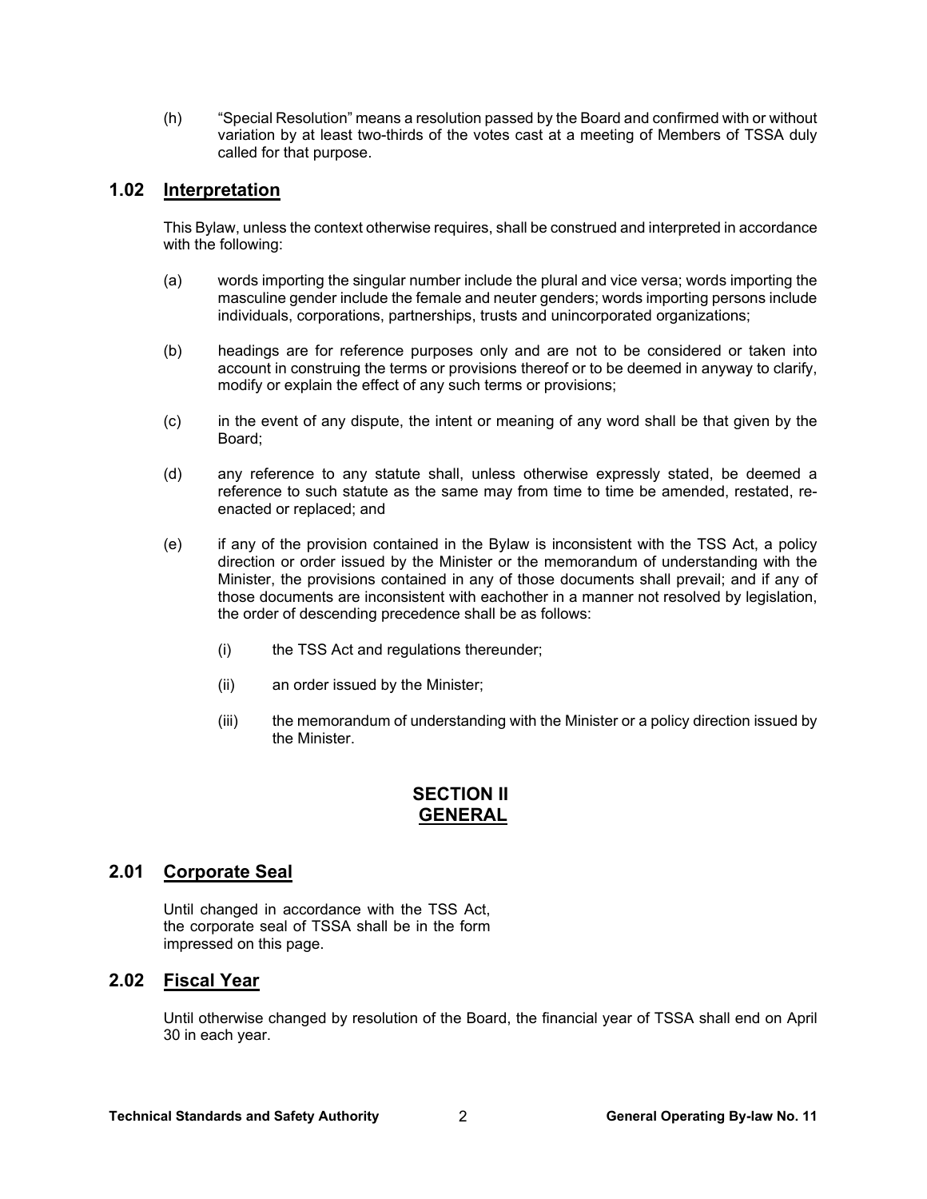(h) "Special Resolution" means a resolution passed by the Board and confirmed with or without variation by at least two-thirds of the votes cast at a meeting of Members of TSSA duly called for that purpose.

## 1.02 Interpretation

This Bylaw, unless the context otherwise requires, shall be construed and interpreted in accordance with the following:

(a) words importing the singular number include the plural and vice versa; words importing the masculine gender include the female and neuter genders; words importing persons include individuals, corporations, partnerships, trusts and unincorporated organizations;

(b) headings are for reference purposes only and are not to be considered or taken into account in construing the terms or provisions thereof or to be deemed in anyway to clarify, modify or explain the effect of any such terms or provisions;

(c) in the event of any dispute, the intent or meaning of any word shall be that given by the Board;

(d) any reference to any statute shall, unless otherwise expressly stated, be deemed a reference to such statute as the same may from time to time be amended, restated, re-enacted or replaced; and

(e) if any of the provision contained in the Bylaw is inconsistent with the TSS Act, a policy direction or order issued by the Minister or the memorandum of understanding with the Minister, the provisions contained in any of those documents shall prevail; and if any of those documents are inconsistent with eachother in a manner not resolved by legislation, the order of descending precedence shall be as follows:

   (i) the TSS Act and regulations thereunder;

   (ii) an order issued by the Minister;

   (iii) the memorandum of understanding with the Minister or a policy direction issued by the Minister.

# SECTION II GENERAL

## 2.01 Corporate Seal

Until changed in accordance with the TSS Act, the corporate seal of TSSA shall be in the form impressed on this page.

## 2.02 Fiscal Year

Until otherwise changed by resolution of the Board, the financial year of TSSA shall end on April 30 in each year.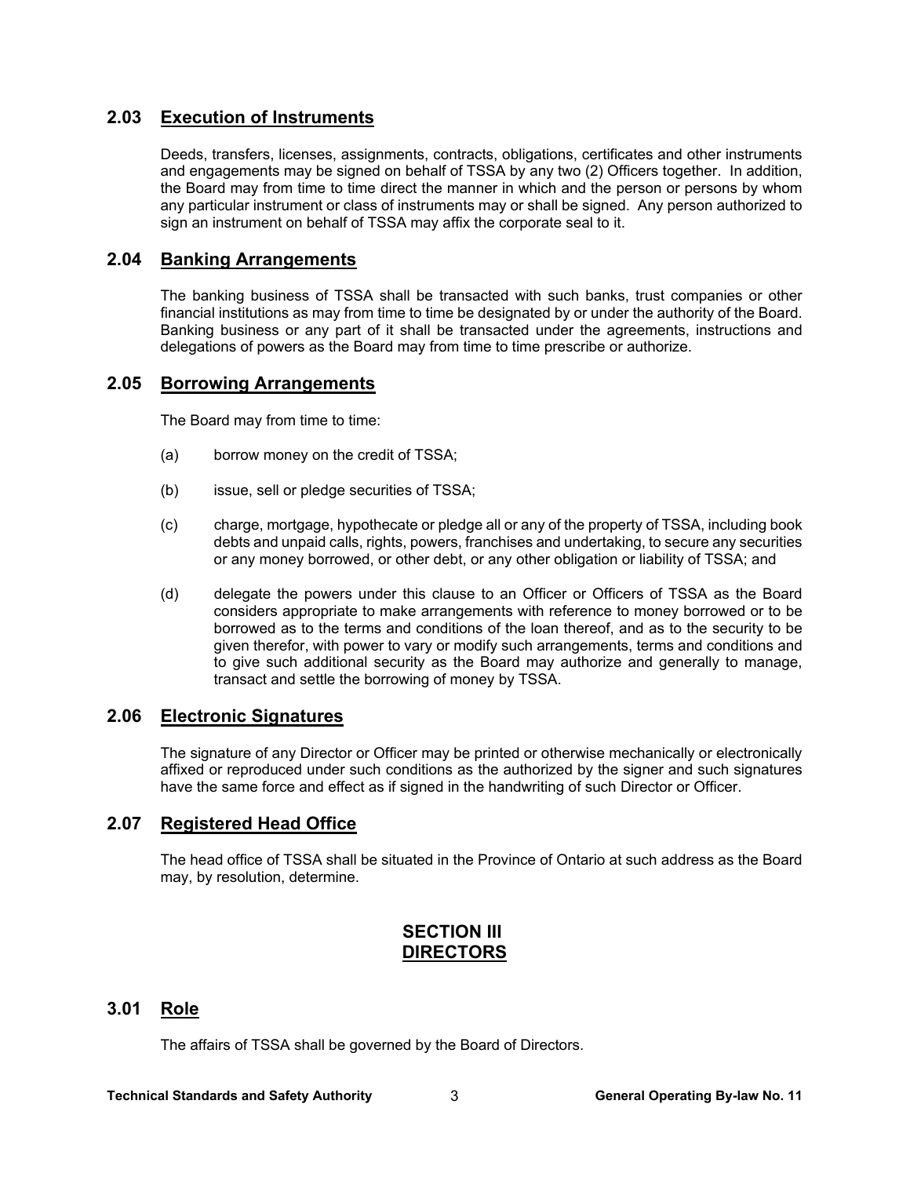## 2.03 Execution of Instruments

Deeds, transfers, licenses, assignments, contracts, obligations, certificates and other instruments and engagements may be signed on behalf of TSSA by any two (2) Officers together. In addition, the Board may from time to time direct the manner in which and the person or persons by whom any particular instrument or class of instruments may or shall be signed. Any person authorized to sign an instrument on behalf of TSSA may affix the corporate seal to it.

## 2.04 Banking Arrangements

The banking business of TSSA shall be transacted with such banks, trust companies or other financial institutions as may from time to time be designated by or under the authority of the Board. Banking business or any part of it shall be transacted under the agreements, instructions and delegations of powers as the Board may from time to time prescribe or authorize.

## 2.05 Borrowing Arrangements

The Board may from time to time:

(a) borrow money on the credit of TSSA;

(b) issue, sell or pledge securities of TSSA;

(c) charge, mortgage, hypothecate or pledge all or any of the property of TSSA, including book debts and unpaid calls, rights, powers, franchises and undertaking, to secure any securities or any money borrowed, or other debt, or any other obligation or liability of TSSA; and

(d) delegate the powers under this clause to an Officer or Officers of TSSA as the Board considers appropriate to make arrangements with reference to money borrowed or to be borrowed as to the terms and conditions of the loan thereof, and as to the security to be given therefor, with power to vary or modify such arrangements, terms and conditions and to give such additional security as the Board may authorize and generally to manage, transact and settle the borrowing of money by TSSA.

## 2.06 Electronic Signatures

The signature of any Director or Officer may be printed or otherwise mechanically or electronically affixed or reproduced under such conditions as the authorized by the signer and such signatures have the same force and effect as if signed in the handwriting of such Director or Officer.

## 2.07 Registered Head Office

The head office of TSSA shall be situated in the Province of Ontario at such address as the Board may, by resolution, determine.

# SECTION III
# DIRECTORS

## 3.01 Role

The affairs of TSSA shall be governed by the Board of Directors.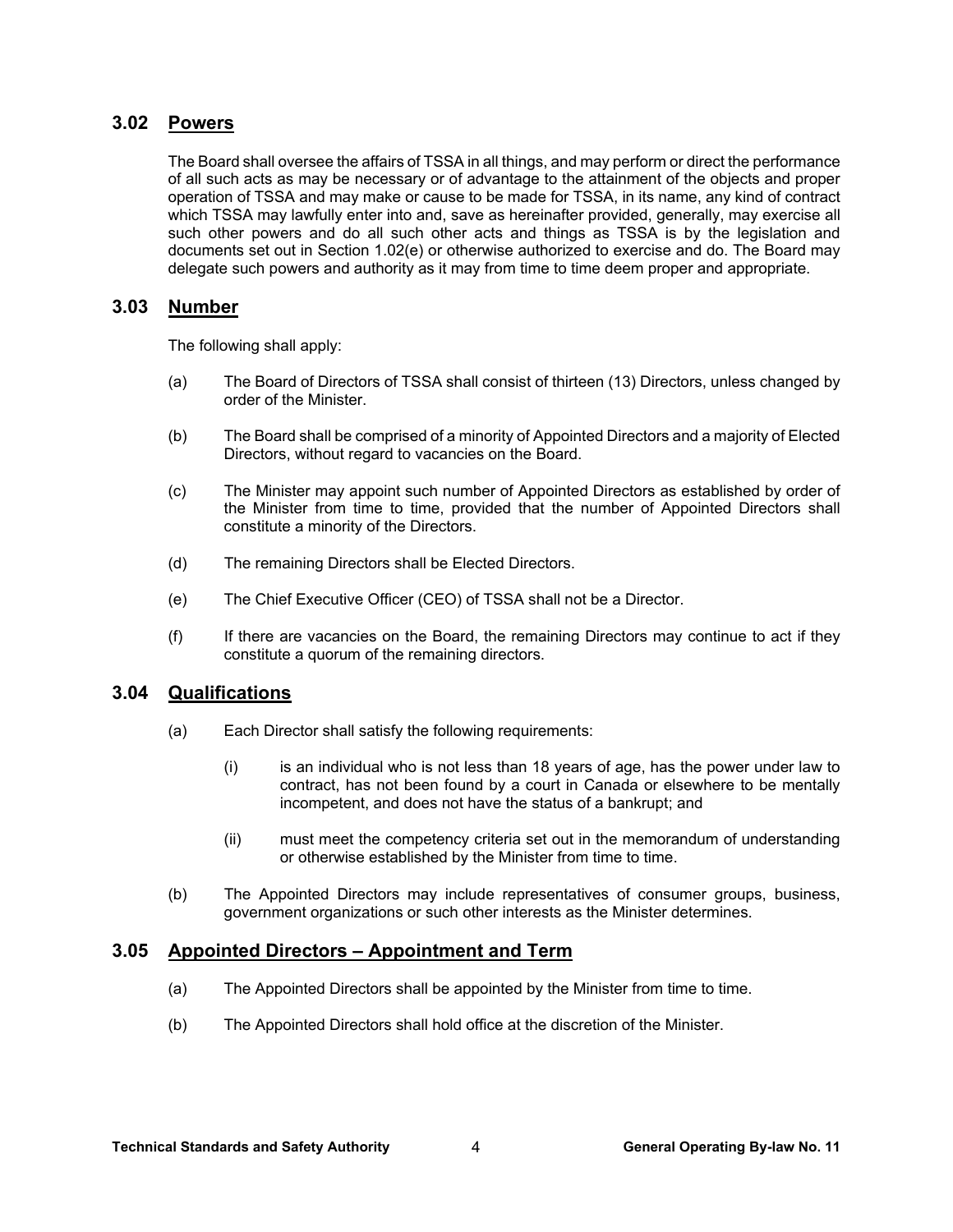### 3.02 Powers

The Board shall oversee the affairs of TSSA in all things, and may perform or direct the performance of all such acts as may be necessary or of advantage to the attainment of the objects and proper operation of TSSA and may make or cause to be made for TSSA, in its name, any kind of contract which TSSA may lawfully enter into and, save as hereinafter provided, generally, may exercise all such other powers and do all such other acts and things as TSSA is by the legislation and documents set out in Section 1.02(e) or otherwise authorized to exercise and do. The Board may delegate such powers and authority as it may from time to time deem proper and appropriate.

### 3.03 Number

The following shall apply:

(a) The Board of Directors of TSSA shall consist of thirteen (13) Directors, unless changed by order of the Minister.

(b) The Board shall be comprised of a minority of Appointed Directors and a majority of Elected Directors, without regard to vacancies on the Board.

(c) The Minister may appoint such number of Appointed Directors as established by order of the Minister from time to time, provided that the number of Appointed Directors shall constitute a minority of the Directors.

(d) The remaining Directors shall be Elected Directors.

(e) The Chief Executive Officer (CEO) of TSSA shall not be a Director.

(f) If there are vacancies on the Board, the remaining Directors may continue to act if they constitute a quorum of the remaining directors.

### 3.04 Qualifications

(a) Each Director shall satisfy the following requirements:

(i) is an individual who is not less than 18 years of age, has the power under law to contract, has not been found by a court in Canada or elsewhere to be mentally incompetent, and does not have the status of a bankrupt; and

(ii) must meet the competency criteria set out in the memorandum of understanding or otherwise established by the Minister from time to time.

(b) The Appointed Directors may include representatives of consumer groups, business, government organizations or such other interests as the Minister determines.

### 3.05 Appointed Directors – Appointment and Term

(a) The Appointed Directors shall be appointed by the Minister from time to time.

(b) The Appointed Directors shall hold office at the discretion of the Minister.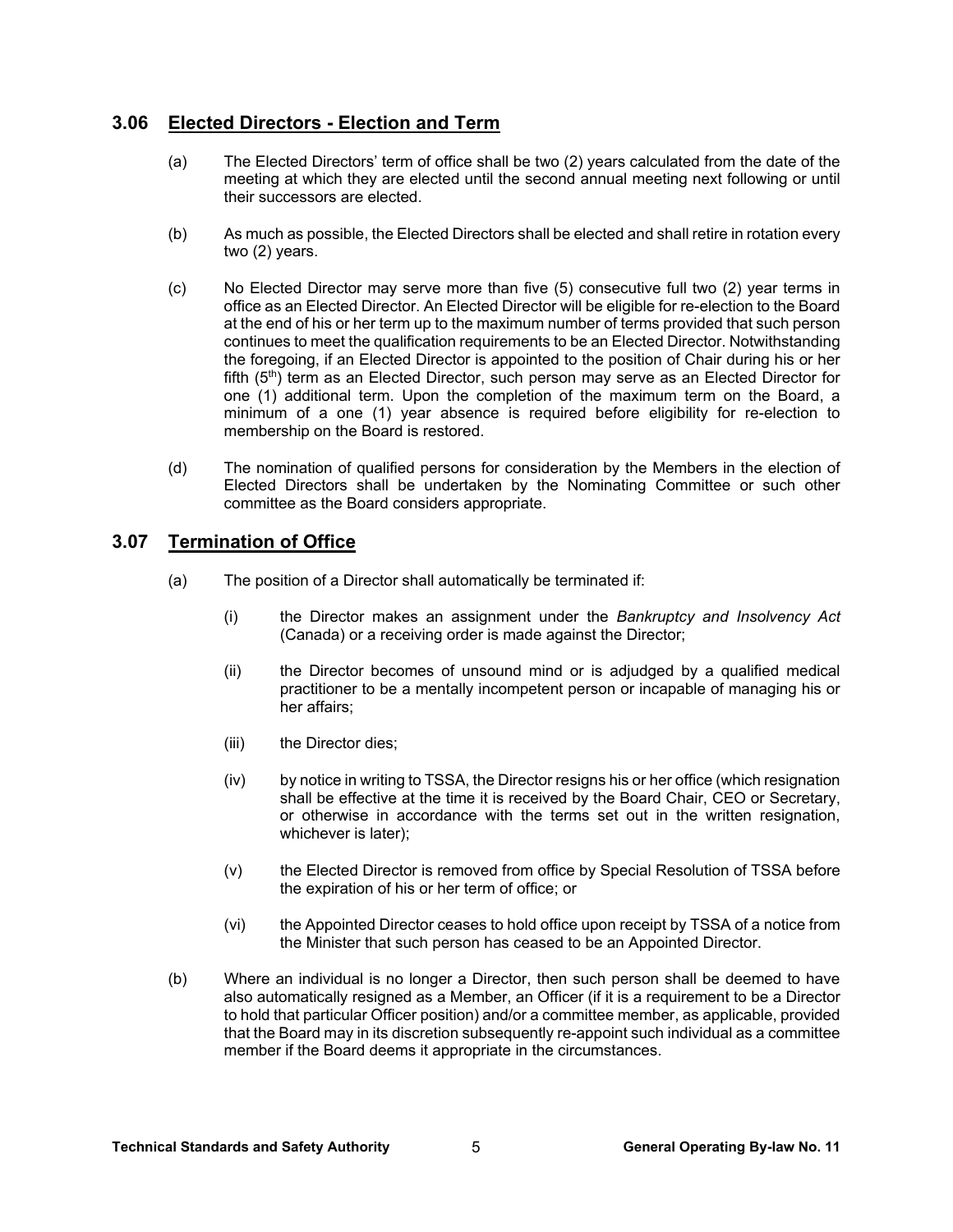## 3.06 Elected Directors - Election and Term

(a) The Elected Directors' term of office shall be two (2) years calculated from the date of the meeting at which they are elected until the second annual meeting next following or until their successors are elected.

(b) As much as possible, the Elected Directors shall be elected and shall retire in rotation every two (2) years.

(c) No Elected Director may serve more than five (5) consecutive full two (2) year terms in office as an Elected Director. An Elected Director will be eligible for re-election to the Board at the end of his or her term up to the maximum number of terms provided that such person continues to meet the qualification requirements to be an Elected Director. Notwithstanding the foregoing, if an Elected Director is appointed to the position of Chair during his or her fifth (5th) term as an Elected Director, such person may serve as an Elected Director for one (1) additional term. Upon the completion of the maximum term on the Board, a minimum of a one (1) year absence is required before eligibility for re-election to membership on the Board is restored.

(d) The nomination of qualified persons for consideration by the Members in the election of Elected Directors shall be undertaken by the Nominating Committee or such other committee as the Board considers appropriate.

## 3.07 Termination of Office

(a) The position of a Director shall automatically be terminated if:

(i) the Director makes an assignment under the *Bankruptcy and Insolvency Act* (Canada) or a receiving order is made against the Director;

(ii) the Director becomes of unsound mind or is adjudged by a qualified medical practitioner to be a mentally incompetent person or incapable of managing his or her affairs;

(iii) the Director dies;

(iv) by notice in writing to TSSA, the Director resigns his or her office (which resignation shall be effective at the time it is received by the Board Chair, CEO or Secretary, or otherwise in accordance with the terms set out in the written resignation, whichever is later);

(v) the Elected Director is removed from office by Special Resolution of TSSA before the expiration of his or her term of office; or

(vi) the Appointed Director ceases to hold office upon receipt by TSSA of a notice from the Minister that such person has ceased to be an Appointed Director.

(b) Where an individual is no longer a Director, then such person shall be deemed to have also automatically resigned as a Member, an Officer (if it is a requirement to be a Director to hold that particular Officer position) and/or a committee member, as applicable, provided that the Board may in its discretion subsequently re-appoint such individual as a committee member if the Board deems it appropriate in the circumstances.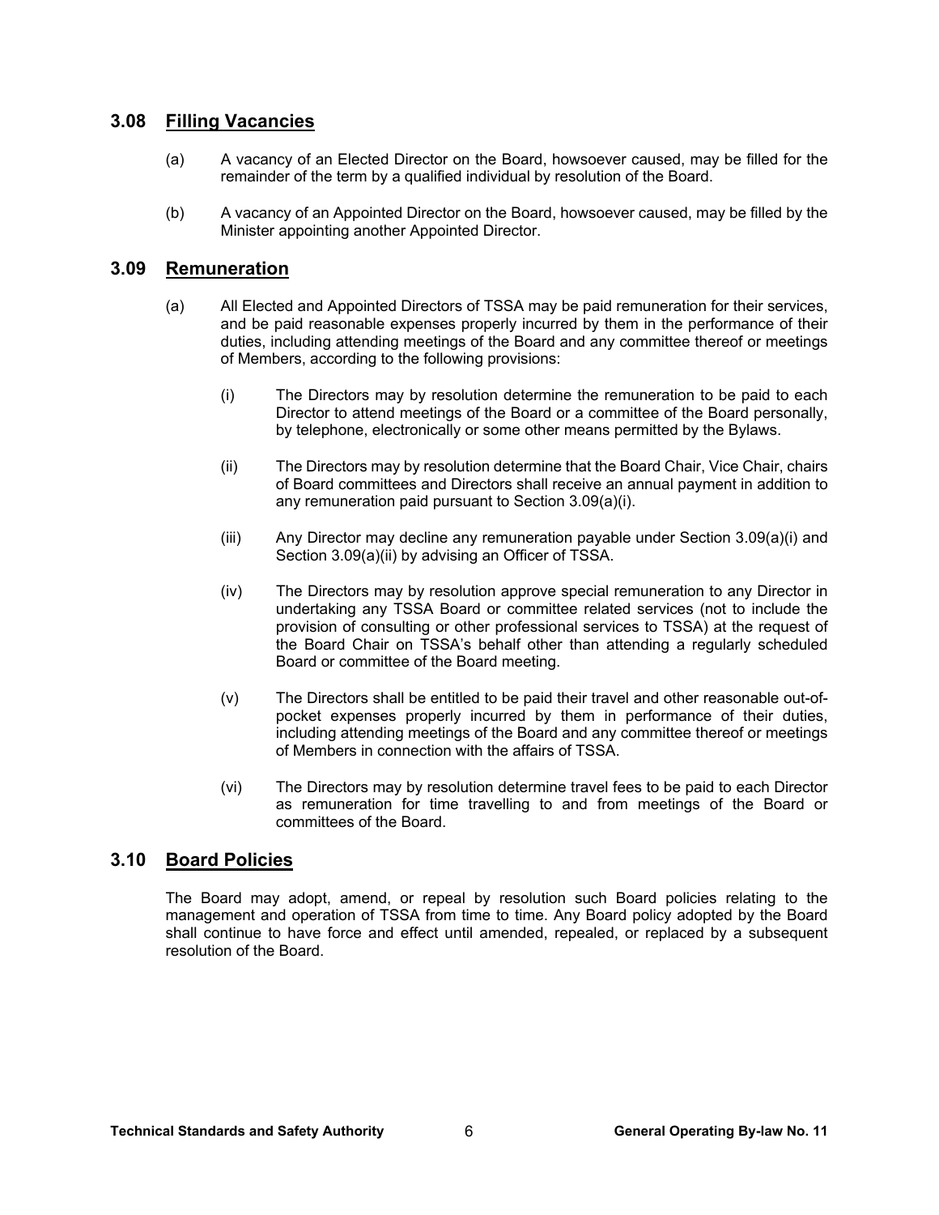## 3.08 Filling Vacancies

(a) A vacancy of an Elected Director on the Board, howsoever caused, may be filled for the remainder of the term by a qualified individual by resolution of the Board.

(b) A vacancy of an Appointed Director on the Board, howsoever caused, may be filled by the Minister appointing another Appointed Director.

## 3.09 Remuneration

(a) All Elected and Appointed Directors of TSSA may be paid remuneration for their services, and be paid reasonable expenses properly incurred by them in the performance of their duties, including attending meetings of the Board and any committee thereof or meetings of Members, according to the following provisions:

(i) The Directors may by resolution determine the remuneration to be paid to each Director to attend meetings of the Board or a committee of the Board personally, by telephone, electronically or some other means permitted by the Bylaws.

(ii) The Directors may by resolution determine that the Board Chair, Vice Chair, chairs of Board committees and Directors shall receive an annual payment in addition to any remuneration paid pursuant to Section 3.09(a)(i).

(iii) Any Director may decline any remuneration payable under Section 3.09(a)(i) and Section 3.09(a)(ii) by advising an Officer of TSSA.

(iv) The Directors may by resolution approve special remuneration to any Director in undertaking any TSSA Board or committee related services (not to include the provision of consulting or other professional services to TSSA) at the request of the Board Chair on TSSA's behalf other than attending a regularly scheduled Board or committee of the Board meeting.

(v) The Directors shall be entitled to be paid their travel and other reasonable out-of-pocket expenses properly incurred by them in performance of their duties, including attending meetings of the Board and any committee thereof or meetings of Members in connection with the affairs of TSSA.

(vi) The Directors may by resolution determine travel fees to be paid to each Director as remuneration for time travelling to and from meetings of the Board or committees of the Board.

## 3.10 Board Policies

The Board may adopt, amend, or repeal by resolution such Board policies relating to the management and operation of TSSA from time to time. Any Board policy adopted by the Board shall continue to have force and effect until amended, repealed, or replaced by a subsequent resolution of the Board.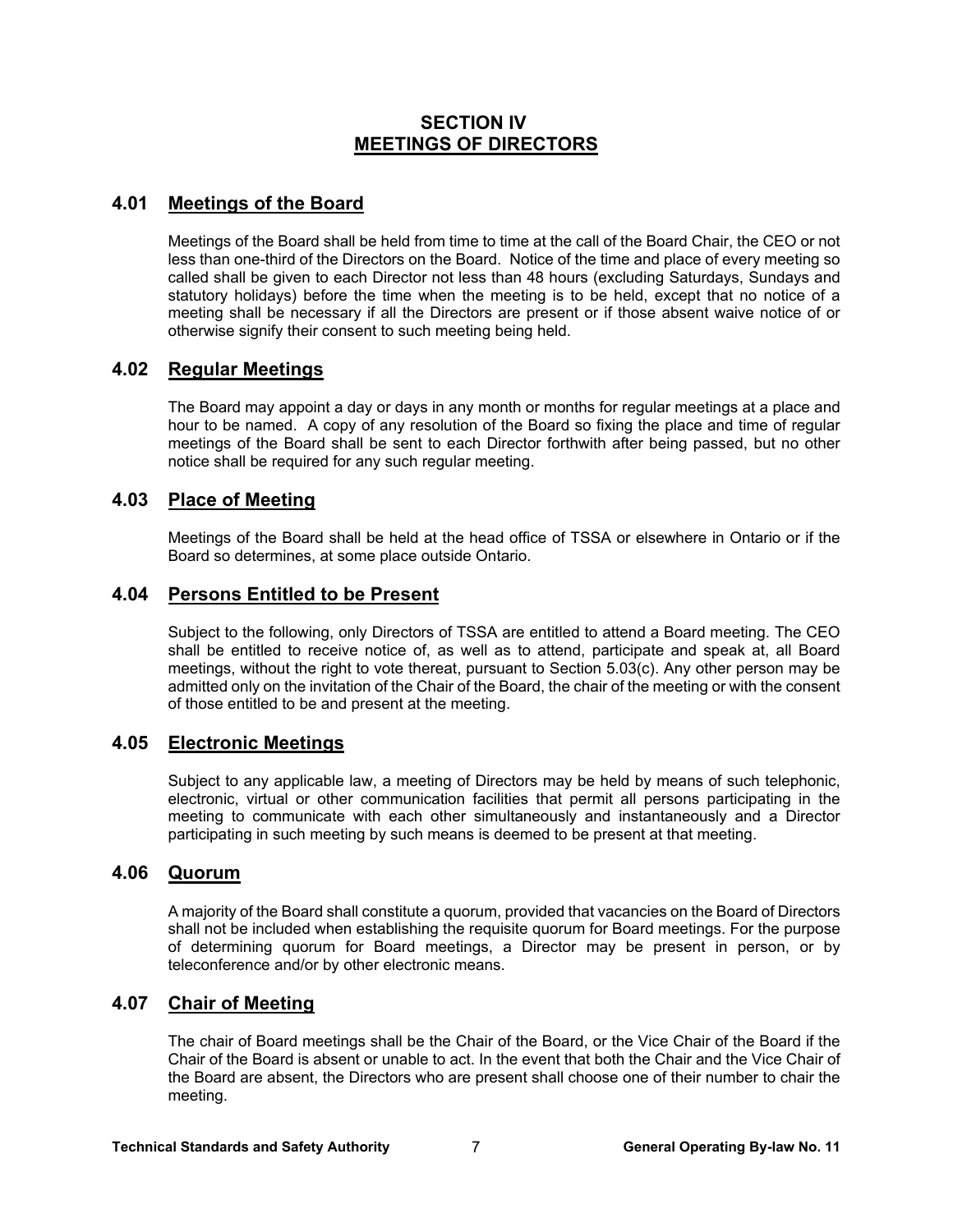# SECTION IV
# MEETINGS OF DIRECTORS

## 4.01 Meetings of the Board

Meetings of the Board shall be held from time to time at the call of the Board Chair, the CEO or not less than one-third of the Directors on the Board. Notice of the time and place of every meeting so called shall be given to each Director not less than 48 hours (excluding Saturdays, Sundays and statutory holidays) before the time when the meeting is to be held, except that no notice of a meeting shall be necessary if all the Directors are present or if those absent waive notice of or otherwise signify their consent to such meeting being held.

## 4.02 Regular Meetings

The Board may appoint a day or days in any month or months for regular meetings at a place and hour to be named. A copy of any resolution of the Board so fixing the place and time of regular meetings of the Board shall be sent to each Director forthwith after being passed, but no other notice shall be required for any such regular meeting.

## 4.03 Place of Meeting

Meetings of the Board shall be held at the head office of TSSA or elsewhere in Ontario or if the Board so determines, at some place outside Ontario.

## 4.04 Persons Entitled to be Present

Subject to the following, only Directors of TSSA are entitled to attend a Board meeting. The CEO shall be entitled to receive notice of, as well as to attend, participate and speak at, all Board meetings, without the right to vote thereat, pursuant to Section 5.03(c). Any other person may be admitted only on the invitation of the Chair of the Board, the chair of the meeting or with the consent of those entitled to be and present at the meeting.

## 4.05 Electronic Meetings

Subject to any applicable law, a meeting of Directors may be held by means of such telephonic, electronic, virtual or other communication facilities that permit all persons participating in the meeting to communicate with each other simultaneously and instantaneously and a Director participating in such meeting by such means is deemed to be present at that meeting.

## 4.06 Quorum

A majority of the Board shall constitute a quorum, provided that vacancies on the Board of Directors shall not be included when establishing the requisite quorum for Board meetings. For the purpose of determining quorum for Board meetings, a Director may be present in person, or by teleconference and/or by other electronic means.

## 4.07 Chair of Meeting

The chair of Board meetings shall be the Chair of the Board, or the Vice Chair of the Board if the Chair of the Board is absent or unable to act. In the event that both the Chair and the Vice Chair of the Board are absent, the Directors who are present shall choose one of their number to chair the meeting.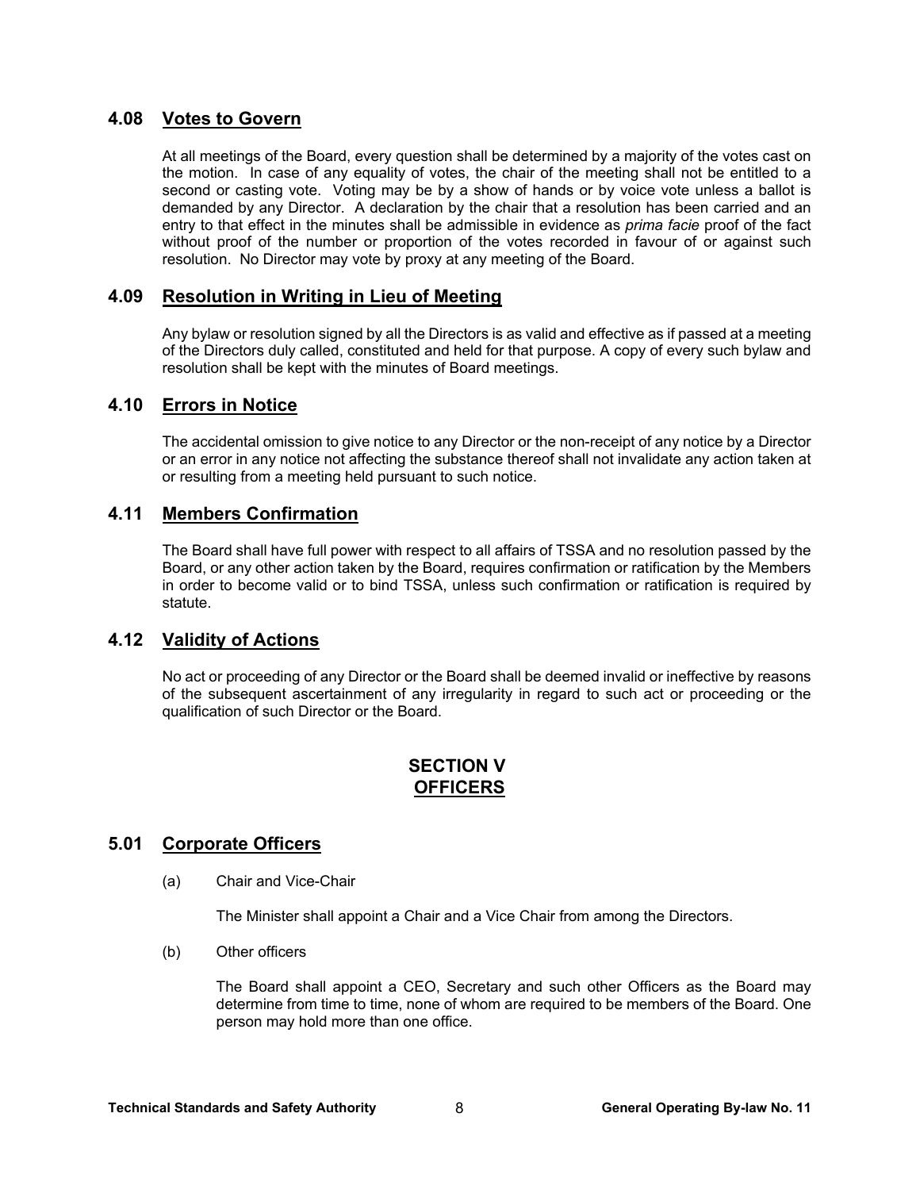### 4.08 Votes to Govern

At all meetings of the Board, every question shall be determined by a majority of the votes cast on the motion. In case of any equality of votes, the chair of the meeting shall not be entitled to a second or casting vote. Voting may be by a show of hands or by voice vote unless a ballot is demanded by any Director. A declaration by the chair that a resolution has been carried and an entry to that effect in the minutes shall be admissible in evidence as *prima facie* proof of the fact without proof of the number or proportion of the votes recorded in favour of or against such resolution. No Director may vote by proxy at any meeting of the Board.

### 4.09 Resolution in Writing in Lieu of Meeting

Any bylaw or resolution signed by all the Directors is as valid and effective as if passed at a meeting of the Directors duly called, constituted and held for that purpose. A copy of every such bylaw and resolution shall be kept with the minutes of Board meetings.

### 4.10 Errors in Notice

The accidental omission to give notice to any Director or the non-receipt of any notice by a Director or an error in any notice not affecting the substance thereof shall not invalidate any action taken at or resulting from a meeting held pursuant to such notice.

### 4.11 Members Confirmation

The Board shall have full power with respect to all affairs of TSSA and no resolution passed by the Board, or any other action taken by the Board, requires confirmation or ratification by the Members in order to become valid or to bind TSSA, unless such confirmation or ratification is required by statute.

### 4.12 Validity of Actions

No act or proceeding of any Director or the Board shall be deemed invalid or ineffective by reasons of the subsequent ascertainment of any irregularity in regard to such act or proceeding or the qualification of such Director or the Board.

## SECTION V
## OFFICERS

### 5.01 Corporate Officers

(a) Chair and Vice-Chair

The Minister shall appoint a Chair and a Vice Chair from among the Directors.

(b) Other officers

The Board shall appoint a CEO, Secretary and such other Officers as the Board may determine from time to time, none of whom are required to be members of the Board. One person may hold more than one office.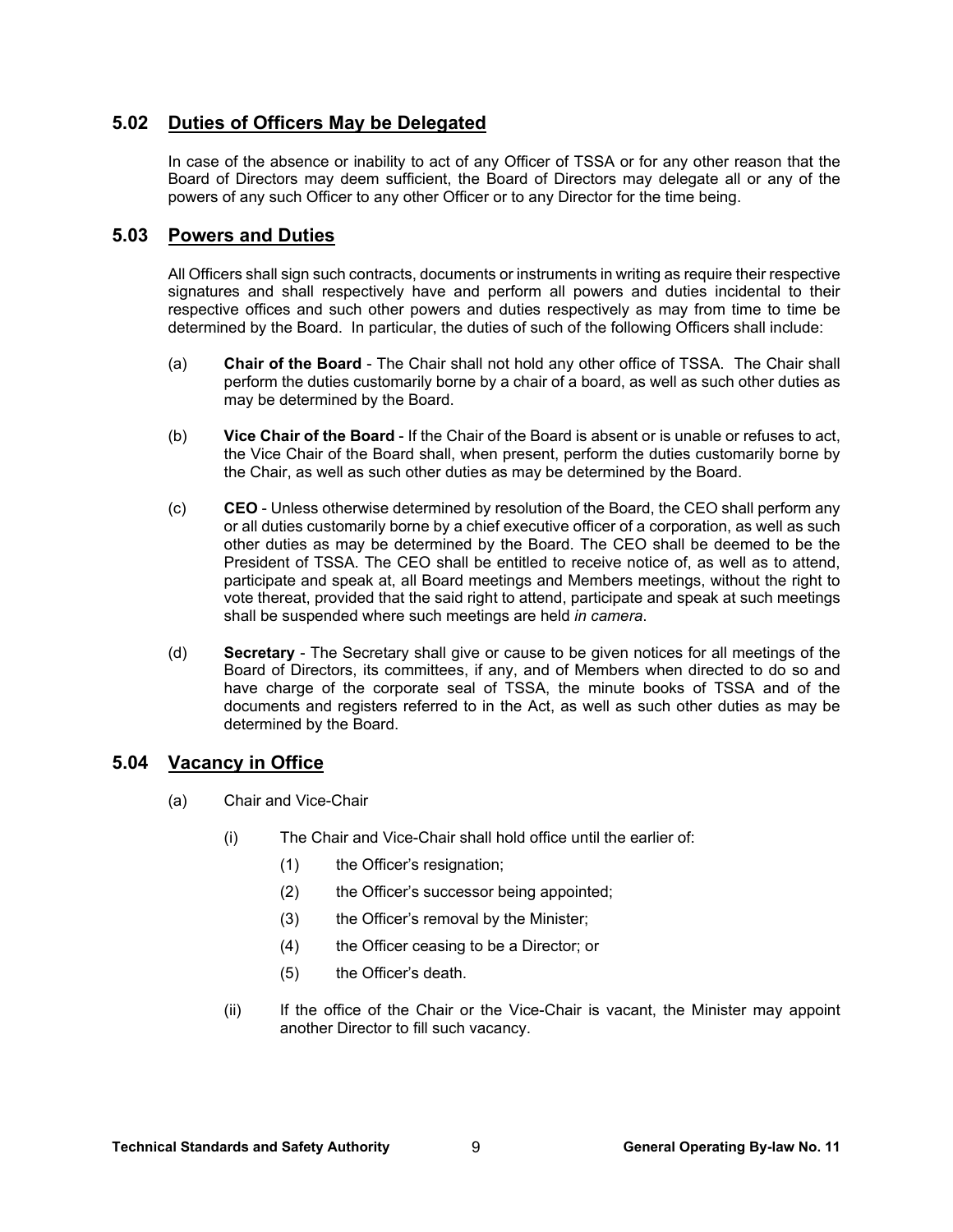## 5.02 Duties of Officers May be Delegated

In case of the absence or inability to act of any Officer of TSSA or for any other reason that the Board of Directors may deem sufficient, the Board of Directors may delegate all or any of the powers of any such Officer to any other Officer or to any Director for the time being.

## 5.03 Powers and Duties

All Officers shall sign such contracts, documents or instruments in writing as require their respective signatures and shall respectively have and perform all powers and duties incidental to their respective offices and such other powers and duties respectively as may from time to time be determined by the Board. In particular, the duties of such of the following Officers shall include:

(a) **Chair of the Board** - The Chair shall not hold any other office of TSSA. The Chair shall perform the duties customarily borne by a chair of a board, as well as such other duties as may be determined by the Board.

(b) **Vice Chair of the Board** - If the Chair of the Board is absent or is unable or refuses to act, the Vice Chair of the Board shall, when present, perform the duties customarily borne by the Chair, as well as such other duties as may be determined by the Board.

(c) **CEO** - Unless otherwise determined by resolution of the Board, the CEO shall perform any or all duties customarily borne by a chief executive officer of a corporation, as well as such other duties as may be determined by the Board. The CEO shall be deemed to be the President of TSSA. The CEO shall be entitled to receive notice of, as well as to attend, participate and speak at, all Board meetings and Members meetings, without the right to vote thereat, provided that the said right to attend, participate and speak at such meetings shall be suspended where such meetings are held *in camera*.

(d) **Secretary** - The Secretary shall give or cause to be given notices for all meetings of the Board of Directors, its committees, if any, and of Members when directed to do so and have charge of the corporate seal of TSSA, the minute books of TSSA and of the documents and registers referred to in the Act, as well as such other duties as may be determined by the Board.

## 5.04 Vacancy in Office

(a) Chair and Vice-Chair

(i) The Chair and Vice-Chair shall hold office until the earlier of:

(1) the Officer's resignation;

(2) the Officer's successor being appointed;

(3) the Officer's removal by the Minister;

(4) the Officer ceasing to be a Director; or

(5) the Officer's death.

(ii) If the office of the Chair or the Vice-Chair is vacant, the Minister may appoint another Director to fill such vacancy.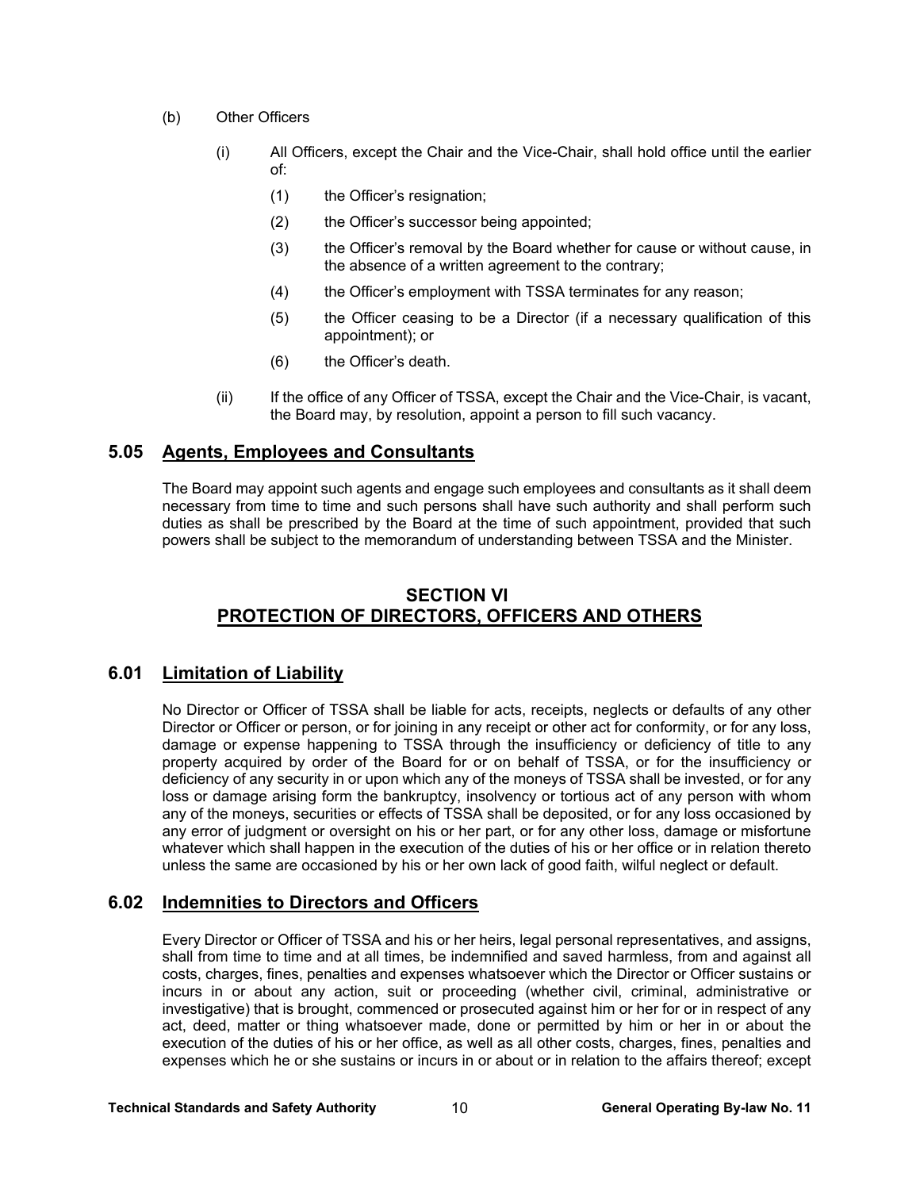(b) Other Officers

(i) All Officers, except the Chair and the Vice-Chair, shall hold office until the earlier of:

(1) the Officer's resignation;

(2) the Officer's successor being appointed;

(3) the Officer's removal by the Board whether for cause or without cause, in the absence of a written agreement to the contrary;

(4) the Officer's employment with TSSA terminates for any reason;

(5) the Officer ceasing to be a Director (if a necessary qualification of this appointment); or

(6) the Officer's death.

(ii) If the office of any Officer of TSSA, except the Chair and the Vice-Chair, is vacant, the Board may, by resolution, appoint a person to fill such vacancy.

## 5.05 Agents, Employees and Consultants

The Board may appoint such agents and engage such employees and consultants as it shall deem necessary from time to time and such persons shall have such authority and shall perform such duties as shall be prescribed by the Board at the time of such appointment, provided that such powers shall be subject to the memorandum of understanding between TSSA and the Minister.

# SECTION VI
# PROTECTION OF DIRECTORS, OFFICERS AND OTHERS

## 6.01 Limitation of Liability

No Director or Officer of TSSA shall be liable for acts, receipts, neglects or defaults of any other Director or Officer or person, or for joining in any receipt or other act for conformity, or for any loss, damage or expense happening to TSSA through the insufficiency or deficiency of title to any property acquired by order of the Board for or on behalf of TSSA, or for the insufficiency or deficiency of any security in or upon which any of the moneys of TSSA shall be invested, or for any loss or damage arising form the bankruptcy, insolvency or tortious act of any person with whom any of the moneys, securities or effects of TSSA shall be deposited, or for any loss occasioned by any error of judgment or oversight on his or her part, or for any other loss, damage or misfortune whatever which shall happen in the execution of the duties of his or her office or in relation thereto unless the same are occasioned by his or her own lack of good faith, wilful neglect or default.

## 6.02 Indemnities to Directors and Officers

Every Director or Officer of TSSA and his or her heirs, legal personal representatives, and assigns, shall from time to time and at all times, be indemnified and saved harmless, from and against all costs, charges, fines, penalties and expenses whatsoever which the Director or Officer sustains or incurs in or about any action, suit or proceeding (whether civil, criminal, administrative or investigative) that is brought, commenced or prosecuted against him or her for or in respect of any act, deed, matter or thing whatsoever made, done or permitted by him or her in or about the execution of the duties of his or her office, as well as all other costs, charges, fines, penalties and expenses which he or she sustains or incurs in or about or in relation to the affairs thereof; except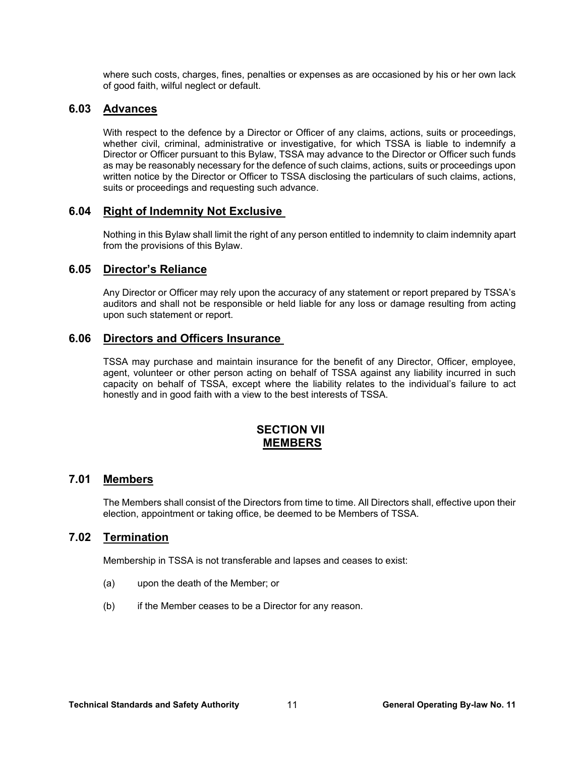where such costs, charges, fines, penalties or expenses as are occasioned by his or her own lack of good faith, wilful neglect or default.

### 6.03 Advances

With respect to the defence by a Director or Officer of any claims, actions, suits or proceedings, whether civil, criminal, administrative or investigative, for which TSSA is liable to indemnify a Director or Officer pursuant to this Bylaw, TSSA may advance to the Director or Officer such funds as may be reasonably necessary for the defence of such claims, actions, suits or proceedings upon written notice by the Director or Officer to TSSA disclosing the particulars of such claims, actions, suits or proceedings and requesting such advance.

### 6.04 Right of Indemnity Not Exclusive

Nothing in this Bylaw shall limit the right of any person entitled to indemnity to claim indemnity apart from the provisions of this Bylaw.

### 6.05 Director's Reliance

Any Director or Officer may rely upon the accuracy of any statement or report prepared by TSSA's auditors and shall not be responsible or held liable for any loss or damage resulting from acting upon such statement or report.

### 6.06 Directors and Officers Insurance

TSSA may purchase and maintain insurance for the benefit of any Director, Officer, employee, agent, volunteer or other person acting on behalf of TSSA against any liability incurred in such capacity on behalf of TSSA, except where the liability relates to the individual's failure to act honestly and in good faith with a view to the best interests of TSSA.

## SECTION VII
## MEMBERS

### 7.01 Members

The Members shall consist of the Directors from time to time. All Directors shall, effective upon their election, appointment or taking office, be deemed to be Members of TSSA.

### 7.02 Termination

Membership in TSSA is not transferable and lapses and ceases to exist:

(a) upon the death of the Member; or

(b) if the Member ceases to be a Director for any reason.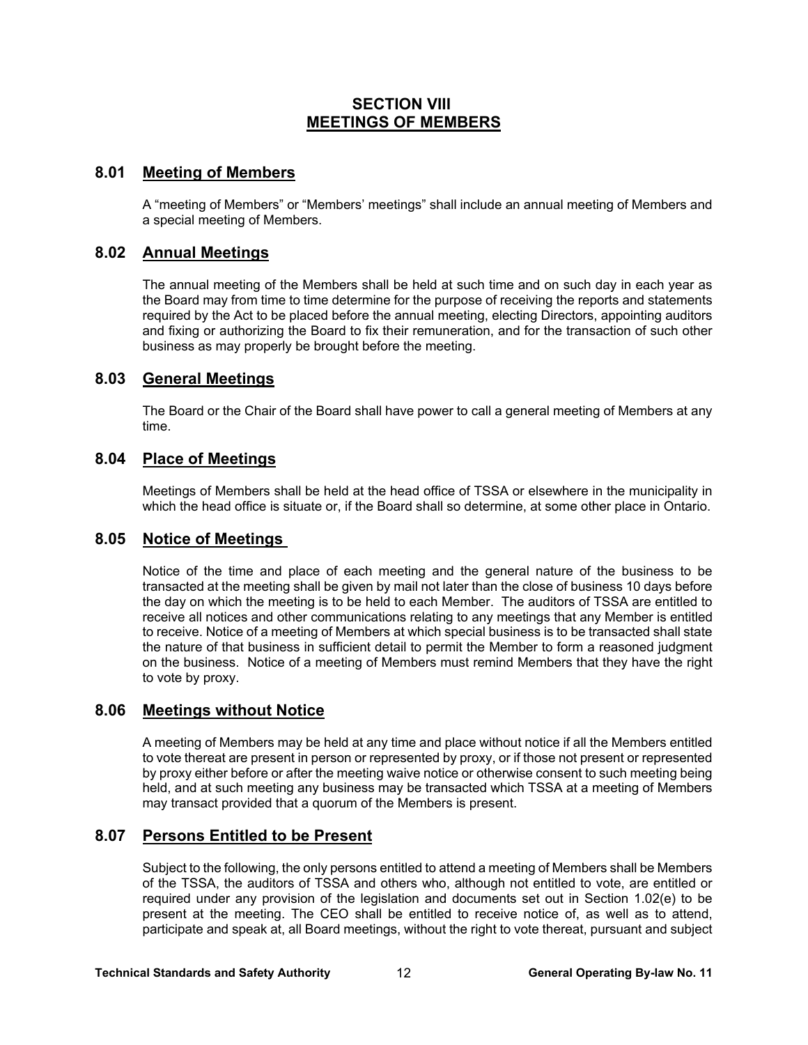# SECTION VIII
# MEETINGS OF MEMBERS

## 8.01 Meeting of Members

A "meeting of Members" or "Members' meetings" shall include an annual meeting of Members and a special meeting of Members.

## 8.02 Annual Meetings

The annual meeting of the Members shall be held at such time and on such day in each year as the Board may from time to time determine for the purpose of receiving the reports and statements required by the Act to be placed before the annual meeting, electing Directors, appointing auditors and fixing or authorizing the Board to fix their remuneration, and for the transaction of such other business as may properly be brought before the meeting.

## 8.03 General Meetings

The Board or the Chair of the Board shall have power to call a general meeting of Members at any time.

## 8.04 Place of Meetings

Meetings of Members shall be held at the head office of TSSA or elsewhere in the municipality in which the head office is situate or, if the Board shall so determine, at some other place in Ontario.

## 8.05 Notice of Meetings

Notice of the time and place of each meeting and the general nature of the business to be transacted at the meeting shall be given by mail not later than the close of business 10 days before the day on which the meeting is to be held to each Member. The auditors of TSSA are entitled to receive all notices and other communications relating to any meetings that any Member is entitled to receive. Notice of a meeting of Members at which special business is to be transacted shall state the nature of that business in sufficient detail to permit the Member to form a reasoned judgment on the business. Notice of a meeting of Members must remind Members that they have the right to vote by proxy.

## 8.06 Meetings without Notice

A meeting of Members may be held at any time and place without notice if all the Members entitled to vote thereat are present in person or represented by proxy, or if those not present or represented by proxy either before or after the meeting waive notice or otherwise consent to such meeting being held, and at such meeting any business may be transacted which TSSA at a meeting of Members may transact provided that a quorum of the Members is present.

## 8.07 Persons Entitled to be Present

Subject to the following, the only persons entitled to attend a meeting of Members shall be Members of the TSSA, the auditors of TSSA and others who, although not entitled to vote, are entitled or required under any provision of the legislation and documents set out in Section 1.02(e) to be present at the meeting. The CEO shall be entitled to receive notice of, as well as to attend, participate and speak at, all Board meetings, without the right to vote thereat, pursuant and subject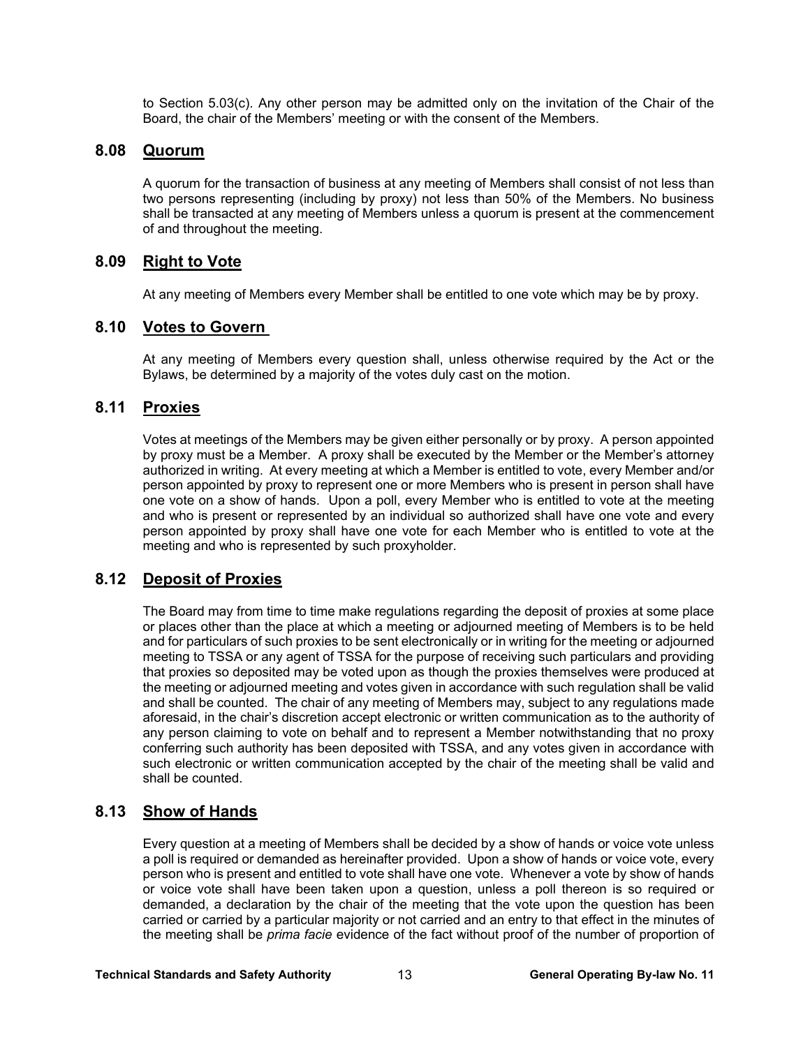to Section 5.03(c). Any other person may be admitted only on the invitation of the Chair of the Board, the chair of the Members' meeting or with the consent of the Members.

## 8.08 Quorum

A quorum for the transaction of business at any meeting of Members shall consist of not less than two persons representing (including by proxy) not less than 50% of the Members. No business shall be transacted at any meeting of Members unless a quorum is present at the commencement of and throughout the meeting.

## 8.09 Right to Vote

At any meeting of Members every Member shall be entitled to one vote which may be by proxy.

## 8.10 Votes to Govern

At any meeting of Members every question shall, unless otherwise required by the Act or the Bylaws, be determined by a majority of the votes duly cast on the motion.

## 8.11 Proxies

Votes at meetings of the Members may be given either personally or by proxy. A person appointed by proxy must be a Member. A proxy shall be executed by the Member or the Member's attorney authorized in writing. At every meeting at which a Member is entitled to vote, every Member and/or person appointed by proxy to represent one or more Members who is present in person shall have one vote on a show of hands. Upon a poll, every Member who is entitled to vote at the meeting and who is present or represented by an individual so authorized shall have one vote and every person appointed by proxy shall have one vote for each Member who is entitled to vote at the meeting and who is represented by such proxyholder.

## 8.12 Deposit of Proxies

The Board may from time to time make regulations regarding the deposit of proxies at some place or places other than the place at which a meeting or adjourned meeting of Members is to be held and for particulars of such proxies to be sent electronically or in writing for the meeting or adjourned meeting to TSSA or any agent of TSSA for the purpose of receiving such particulars and providing that proxies so deposited may be voted upon as though the proxies themselves were produced at the meeting or adjourned meeting and votes given in accordance with such regulation shall be valid and shall be counted. The chair of any meeting of Members may, subject to any regulations made aforesaid, in the chair's discretion accept electronic or written communication as to the authority of any person claiming to vote on behalf and to represent a Member notwithstanding that no proxy conferring such authority has been deposited with TSSA, and any votes given in accordance with such electronic or written communication accepted by the chair of the meeting shall be valid and shall be counted.

## 8.13 Show of Hands

Every question at a meeting of Members shall be decided by a show of hands or voice vote unless a poll is required or demanded as hereinafter provided. Upon a show of hands or voice vote, every person who is present and entitled to vote shall have one vote. Whenever a vote by show of hands or voice vote shall have been taken upon a question, unless a poll thereon is so required or demanded, a declaration by the chair of the meeting that the vote upon the question has been carried or carried by a particular majority or not carried and an entry to that effect in the minutes of the meeting shall be *prima facie* evidence of the fact without proof of the number of proportion of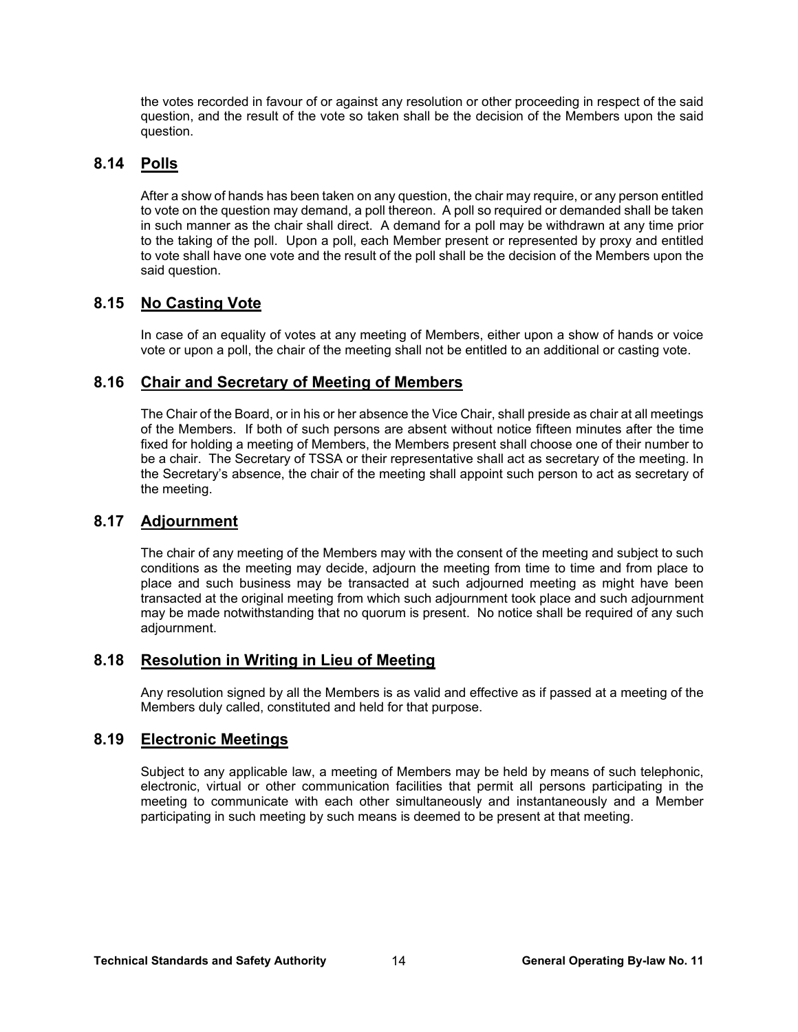the votes recorded in favour of or against any resolution or other proceeding in respect of the said question, and the result of the vote so taken shall be the decision of the Members upon the said question.

## 8.14 Polls

After a show of hands has been taken on any question, the chair may require, or any person entitled to vote on the question may demand, a poll thereon. A poll so required or demanded shall be taken in such manner as the chair shall direct. A demand for a poll may be withdrawn at any time prior to the taking of the poll. Upon a poll, each Member present or represented by proxy and entitled to vote shall have one vote and the result of the poll shall be the decision of the Members upon the said question.

## 8.15 No Casting Vote

In case of an equality of votes at any meeting of Members, either upon a show of hands or voice vote or upon a poll, the chair of the meeting shall not be entitled to an additional or casting vote.

## 8.16 Chair and Secretary of Meeting of Members

The Chair of the Board, or in his or her absence the Vice Chair, shall preside as chair at all meetings of the Members. If both of such persons are absent without notice fifteen minutes after the time fixed for holding a meeting of Members, the Members present shall choose one of their number to be a chair. The Secretary of TSSA or their representative shall act as secretary of the meeting. In the Secretary's absence, the chair of the meeting shall appoint such person to act as secretary of the meeting.

## 8.17 Adjournment

The chair of any meeting of the Members may with the consent of the meeting and subject to such conditions as the meeting may decide, adjourn the meeting from time to time and from place to place and such business may be transacted at such adjourned meeting as might have been transacted at the original meeting from which such adjournment took place and such adjournment may be made notwithstanding that no quorum is present. No notice shall be required of any such adjournment.

## 8.18 Resolution in Writing in Lieu of Meeting

Any resolution signed by all the Members is as valid and effective as if passed at a meeting of the Members duly called, constituted and held for that purpose.

## 8.19 Electronic Meetings

Subject to any applicable law, a meeting of Members may be held by means of such telephonic, electronic, virtual or other communication facilities that permit all persons participating in the meeting to communicate with each other simultaneously and instantaneously and a Member participating in such meeting by such means is deemed to be present at that meeting.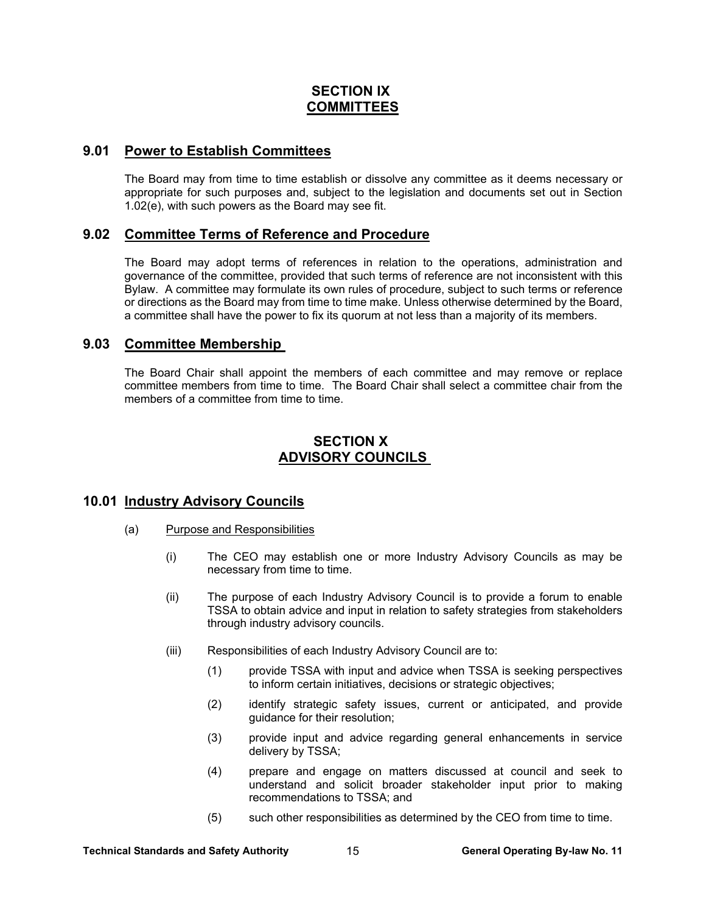# SECTION IX
# COMMITTEES

## 9.01 Power to Establish Committees

The Board may from time to time establish or dissolve any committee as it deems necessary or appropriate for such purposes and, subject to the legislation and documents set out in Section 1.02(e), with such powers as the Board may see fit.

## 9.02 Committee Terms of Reference and Procedure

The Board may adopt terms of references in relation to the operations, administration and governance of the committee, provided that such terms of reference are not inconsistent with this Bylaw. A committee may formulate its own rules of procedure, subject to such terms or reference or directions as the Board may from time to time make. Unless otherwise determined by the Board, a committee shall have the power to fix its quorum at not less than a majority of its members.

## 9.03 Committee Membership

The Board Chair shall appoint the members of each committee and may remove or replace committee members from time to time. The Board Chair shall select a committee chair from the members of a committee from time to time.

# SECTION X
# ADVISORY COUNCILS

## 10.01 Industry Advisory Councils

(a) Purpose and Responsibilities

(i) The CEO may establish one or more Industry Advisory Councils as may be necessary from time to time.

(ii) The purpose of each Industry Advisory Council is to provide a forum to enable TSSA to obtain advice and input in relation to safety strategies from stakeholders through industry advisory councils.

(iii) Responsibilities of each Industry Advisory Council are to:

(1) provide TSSA with input and advice when TSSA is seeking perspectives to inform certain initiatives, decisions or strategic objectives;

(2) identify strategic safety issues, current or anticipated, and provide guidance for their resolution;

(3) provide input and advice regarding general enhancements in service delivery by TSSA;

(4) prepare and engage on matters discussed at council and seek to understand and solicit broader stakeholder input prior to making recommendations to TSSA; and

(5) such other responsibilities as determined by the CEO from time to time.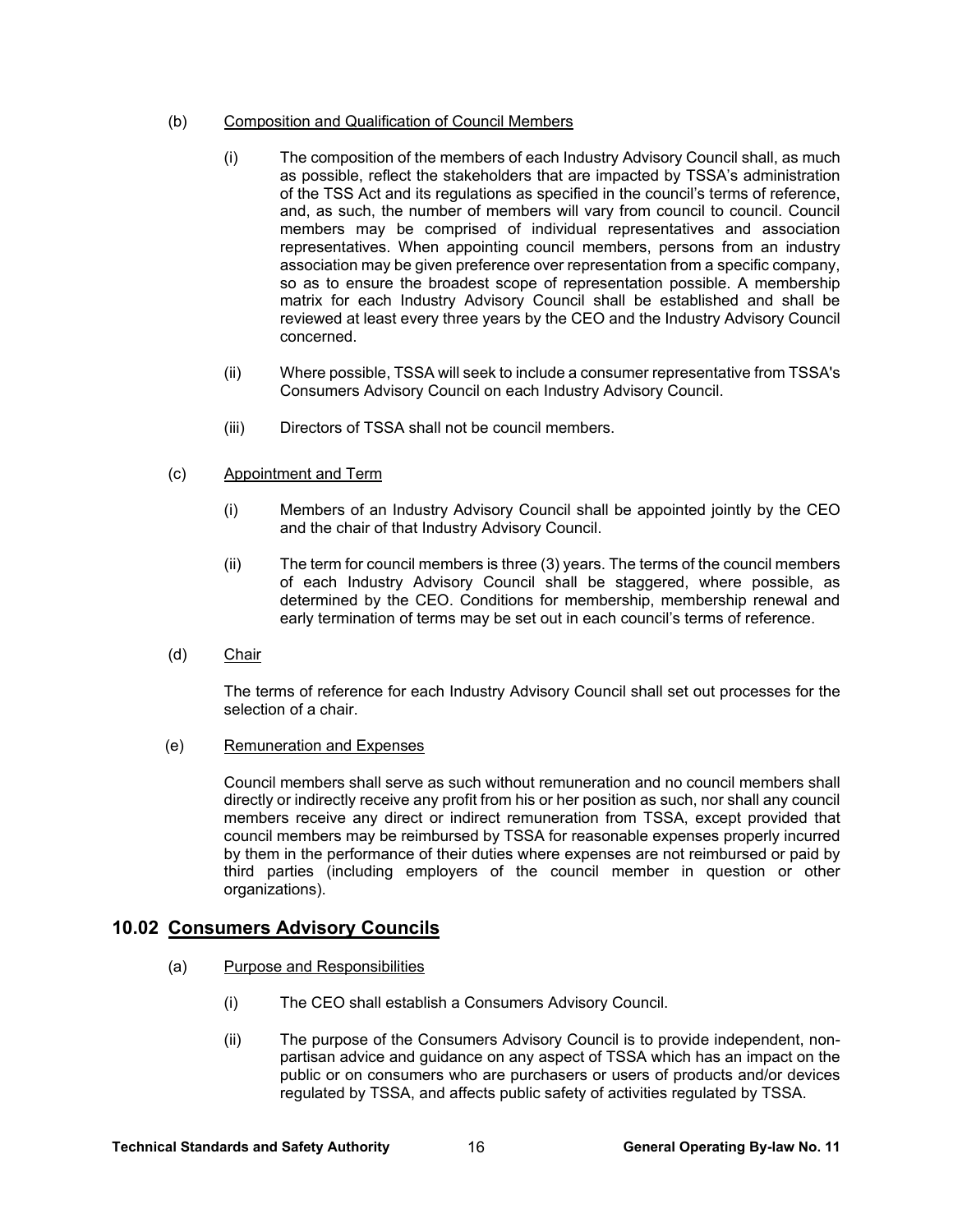(b) Composition and Qualification of Council Members

(i) The composition of the members of each Industry Advisory Council shall, as much as possible, reflect the stakeholders that are impacted by TSSA's administration of the TSS Act and its regulations as specified in the council's terms of reference, and, as such, the number of members will vary from council to council. Council members may be comprised of individual representatives and association representatives. When appointing council members, persons from an industry association may be given preference over representation from a specific company, so as to ensure the broadest scope of representation possible. A membership matrix for each Industry Advisory Council shall be established and shall be reviewed at least every three years by the CEO and the Industry Advisory Council concerned.

(ii) Where possible, TSSA will seek to include a consumer representative from TSSA's Consumers Advisory Council on each Industry Advisory Council.

(iii) Directors of TSSA shall not be council members.

(c) Appointment and Term

(i) Members of an Industry Advisory Council shall be appointed jointly by the CEO and the chair of that Industry Advisory Council.

(ii) The term for council members is three (3) years. The terms of the council members of each Industry Advisory Council shall be staggered, where possible, as determined by the CEO. Conditions for membership, membership renewal and early termination of terms may be set out in each council's terms of reference.

(d) Chair

The terms of reference for each Industry Advisory Council shall set out processes for the selection of a chair.

(e) Remuneration and Expenses

Council members shall serve as such without remuneration and no council members shall directly or indirectly receive any profit from his or her position as such, nor shall any council members receive any direct or indirect remuneration from TSSA, except provided that council members may be reimbursed by TSSA for reasonable expenses properly incurred by them in the performance of their duties where expenses are not reimbursed or paid by third parties (including employers of the council member in question or other organizations).

## 10.02 Consumers Advisory Councils

(a) Purpose and Responsibilities

(i) The CEO shall establish a Consumers Advisory Council.

(ii) The purpose of the Consumers Advisory Council is to provide independent, non-partisan advice and guidance on any aspect of TSSA which has an impact on the public or on consumers who are purchasers or users of products and/or devices regulated by TSSA, and affects public safety of activities regulated by TSSA.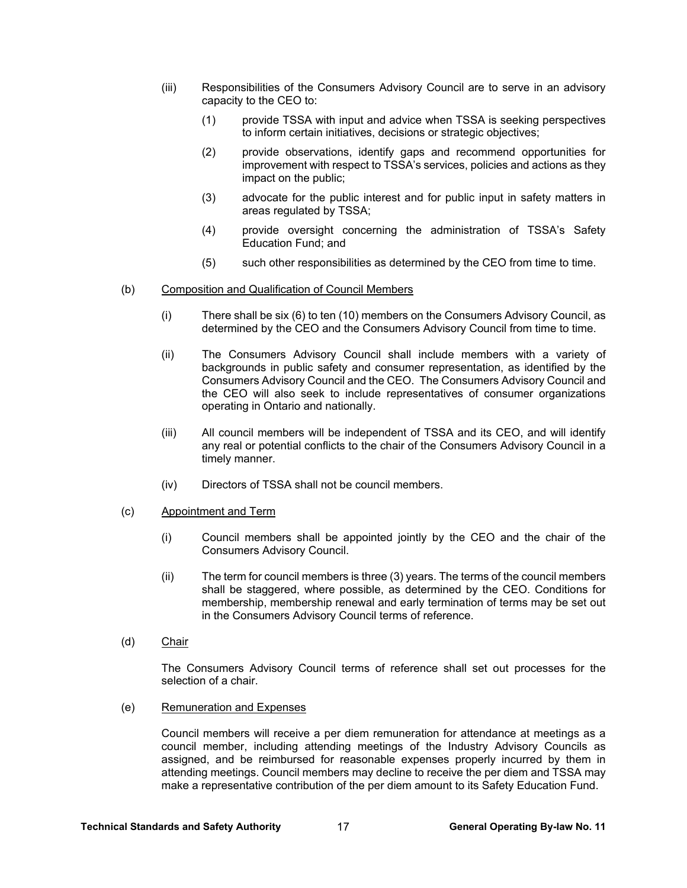(iii) Responsibilities of the Consumers Advisory Council are to serve in an advisory capacity to the CEO to:

(1) provide TSSA with input and advice when TSSA is seeking perspectives to inform certain initiatives, decisions or strategic objectives;

(2) provide observations, identify gaps and recommend opportunities for improvement with respect to TSSA's services, policies and actions as they impact on the public;

(3) advocate for the public interest and for public input in safety matters in areas regulated by TSSA;

(4) provide oversight concerning the administration of TSSA's Safety Education Fund; and

(5) such other responsibilities as determined by the CEO from time to time.

(b) <u>Composition and Qualification of Council Members</u>

(i) There shall be six (6) to ten (10) members on the Consumers Advisory Council, as determined by the CEO and the Consumers Advisory Council from time to time.

(ii) The Consumers Advisory Council shall include members with a variety of backgrounds in public safety and consumer representation, as identified by the Consumers Advisory Council and the CEO. The Consumers Advisory Council and the CEO will also seek to include representatives of consumer organizations operating in Ontario and nationally.

(iii) All council members will be independent of TSSA and its CEO, and will identify any real or potential conflicts to the chair of the Consumers Advisory Council in a timely manner.

(iv) Directors of TSSA shall not be council members.

(c) <u>Appointment and Term</u>

(i) Council members shall be appointed jointly by the CEO and the chair of the Consumers Advisory Council.

(ii) The term for council members is three (3) years. The terms of the council members shall be staggered, where possible, as determined by the CEO. Conditions for membership, membership renewal and early termination of terms may be set out in the Consumers Advisory Council terms of reference.

(d) <u>Chair</u>

The Consumers Advisory Council terms of reference shall set out processes for the selection of a chair.

(e) <u>Remuneration and Expenses</u>

Council members will receive a per diem remuneration for attendance at meetings as a council member, including attending meetings of the Industry Advisory Councils as assigned, and be reimbursed for reasonable expenses properly incurred by them in attending meetings. Council members may decline to receive the per diem and TSSA may make a representative contribution of the per diem amount to its Safety Education Fund.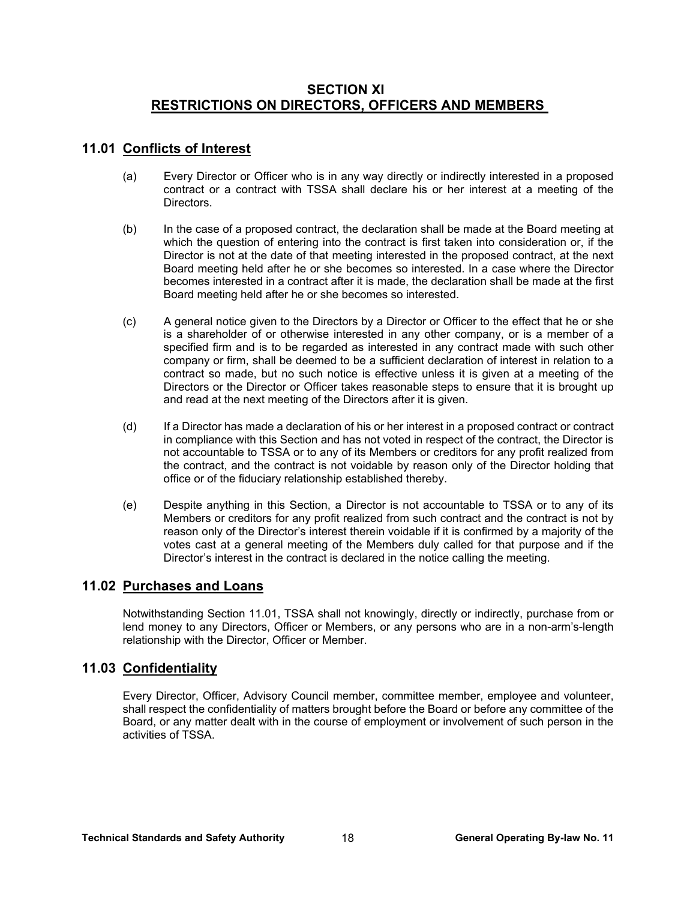# SECTION XI
## RESTRICTIONS ON DIRECTORS, OFFICERS AND MEMBERS

### 11.01 Conflicts of Interest

(a) Every Director or Officer who is in any way directly or indirectly interested in a proposed contract or a contract with TSSA shall declare his or her interest at a meeting of the Directors.

(b) In the case of a proposed contract, the declaration shall be made at the Board meeting at which the question of entering into the contract is first taken into consideration or, if the Director is not at the date of that meeting interested in the proposed contract, at the next Board meeting held after he or she becomes so interested. In a case where the Director becomes interested in a contract after it is made, the declaration shall be made at the first Board meeting held after he or she becomes so interested.

(c) A general notice given to the Directors by a Director or Officer to the effect that he or she is a shareholder of or otherwise interested in any other company, or is a member of a specified firm and is to be regarded as interested in any contract made with such other company or firm, shall be deemed to be a sufficient declaration of interest in relation to a contract so made, but no such notice is effective unless it is given at a meeting of the Directors or the Director or Officer takes reasonable steps to ensure that it is brought up and read at the next meeting of the Directors after it is given.

(d) If a Director has made a declaration of his or her interest in a proposed contract or contract in compliance with this Section and has not voted in respect of the contract, the Director is not accountable to TSSA or to any of its Members or creditors for any profit realized from the contract, and the contract is not voidable by reason only of the Director holding that office or of the fiduciary relationship established thereby.

(e) Despite anything in this Section, a Director is not accountable to TSSA or to any of its Members or creditors for any profit realized from such contract and the contract is not by reason only of the Director's interest therein voidable if it is confirmed by a majority of the votes cast at a general meeting of the Members duly called for that purpose and if the Director's interest in the contract is declared in the notice calling the meeting.

### 11.02 Purchases and Loans

Notwithstanding Section 11.01, TSSA shall not knowingly, directly or indirectly, purchase from or lend money to any Directors, Officer or Members, or any persons who are in a non-arm's-length relationship with the Director, Officer or Member.

### 11.03 Confidentiality

Every Director, Officer, Advisory Council member, committee member, employee and volunteer, shall respect the confidentiality of matters brought before the Board or before any committee of the Board, or any matter dealt with in the course of employment or involvement of such person in the activities of TSSA.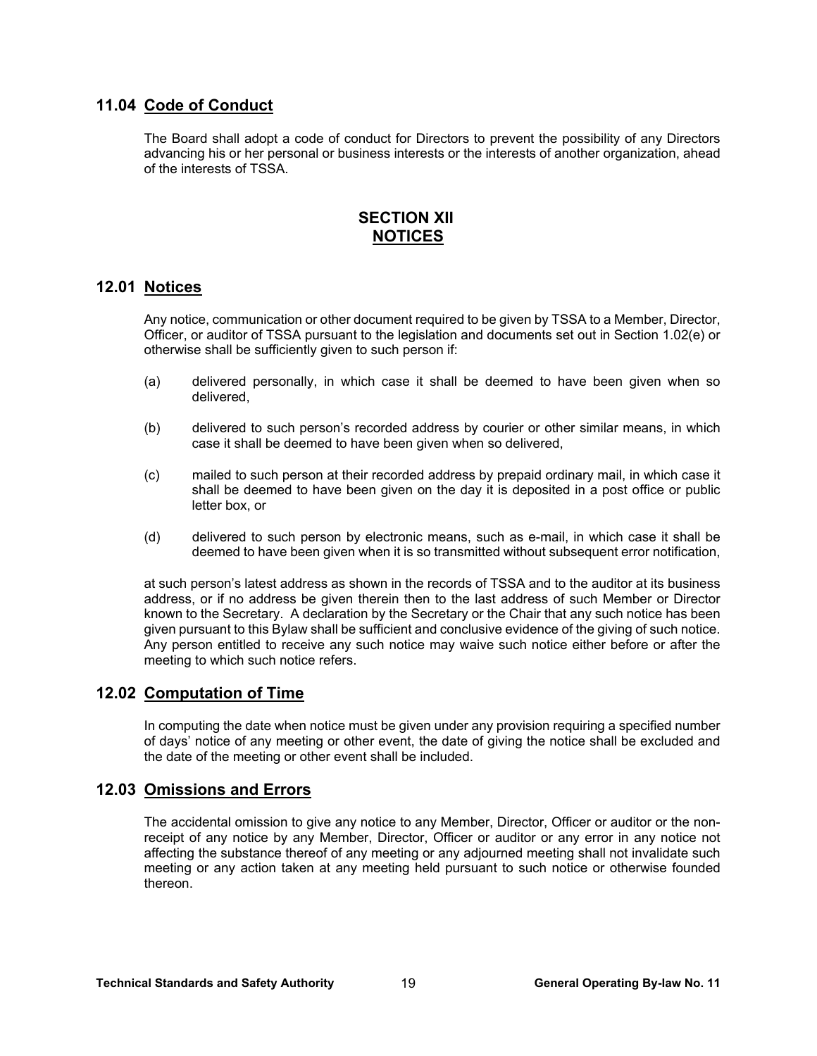## 11.04 Code of Conduct

The Board shall adopt a code of conduct for Directors to prevent the possibility of any Directors advancing his or her personal or business interests or the interests of another organization, ahead of the interests of TSSA.

# SECTION XII
# NOTICES

## 12.01 Notices

Any notice, communication or other document required to be given by TSSA to a Member, Director, Officer, or auditor of TSSA pursuant to the legislation and documents set out in Section 1.02(e) or otherwise shall be sufficiently given to such person if:

(a) delivered personally, in which case it shall be deemed to have been given when so delivered,

(b) delivered to such person's recorded address by courier or other similar means, in which case it shall be deemed to have been given when so delivered,

(c) mailed to such person at their recorded address by prepaid ordinary mail, in which case it shall be deemed to have been given on the day it is deposited in a post office or public letter box, or

(d) delivered to such person by electronic means, such as e-mail, in which case it shall be deemed to have been given when it is so transmitted without subsequent error notification,

at such person's latest address as shown in the records of TSSA and to the auditor at its business address, or if no address be given therein then to the last address of such Member or Director known to the Secretary. A declaration by the Secretary or the Chair that any such notice has been given pursuant to this Bylaw shall be sufficient and conclusive evidence of the giving of such notice. Any person entitled to receive any such notice may waive such notice either before or after the meeting to which such notice refers.

## 12.02 Computation of Time

In computing the date when notice must be given under any provision requiring a specified number of days' notice of any meeting or other event, the date of giving the notice shall be excluded and the date of the meeting or other event shall be included.

## 12.03 Omissions and Errors

The accidental omission to give any notice to any Member, Director, Officer or auditor or the non-receipt of any notice by any Member, Director, Officer or auditor or any error in any notice not affecting the substance thereof of any meeting or any adjourned meeting shall not invalidate such meeting or any action taken at any meeting held pursuant to such notice or otherwise founded thereon.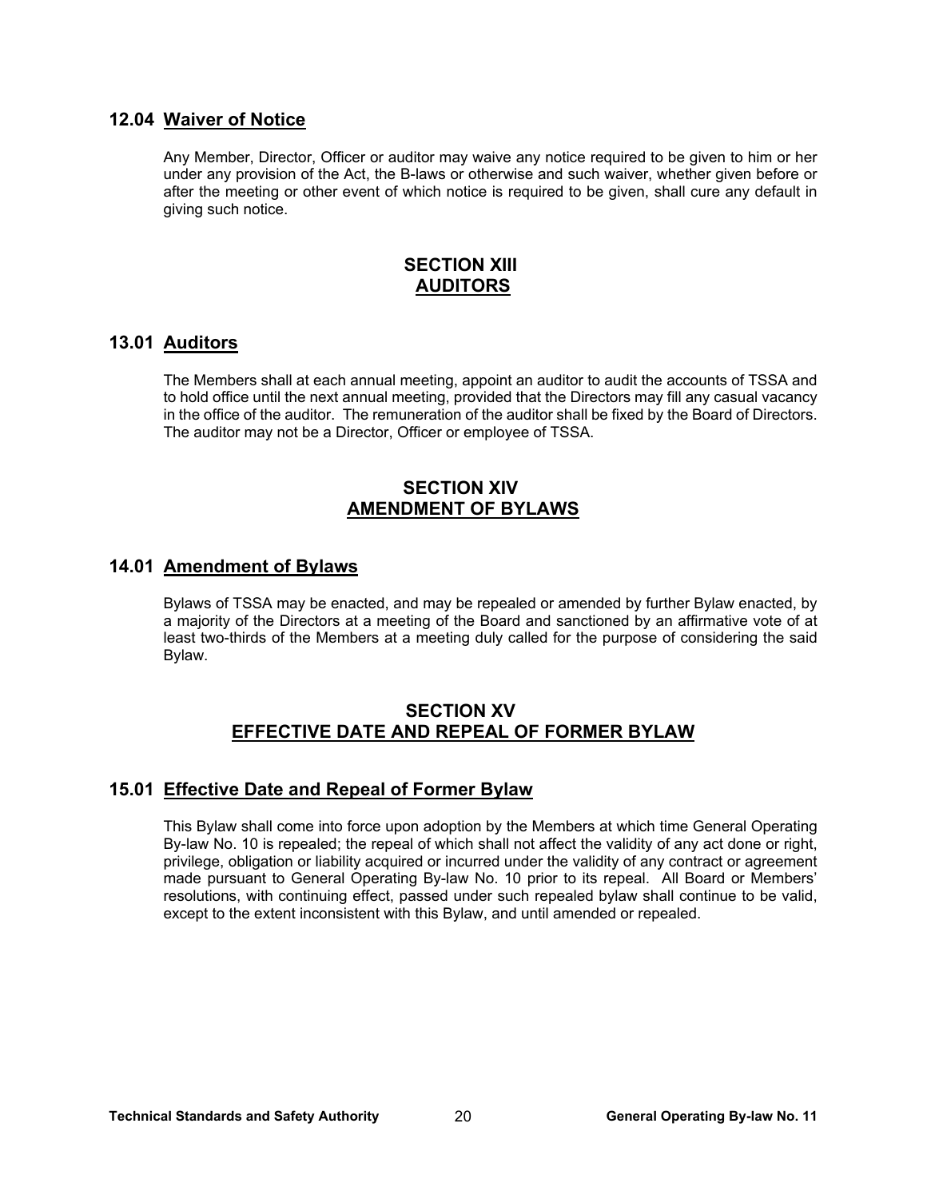## 12.04 Waiver of Notice

Any Member, Director, Officer or auditor may waive any notice required to be given to him or her under any provision of the Act, the B-laws or otherwise and such waiver, whether given before or after the meeting or other event of which notice is required to be given, shall cure any default in giving such notice.

# SECTION XIII
# AUDITORS

## 13.01 Auditors

The Members shall at each annual meeting, appoint an auditor to audit the accounts of TSSA and to hold office until the next annual meeting, provided that the Directors may fill any casual vacancy in the office of the auditor. The remuneration of the auditor shall be fixed by the Board of Directors. The auditor may not be a Director, Officer or employee of TSSA.

# SECTION XIV
# AMENDMENT OF BYLAWS

## 14.01 Amendment of Bylaws

Bylaws of TSSA may be enacted, and may be repealed or amended by further Bylaw enacted, by a majority of the Directors at a meeting of the Board and sanctioned by an affirmative vote of at least two-thirds of the Members at a meeting duly called for the purpose of considering the said Bylaw.

# SECTION XV
# EFFECTIVE DATE AND REPEAL OF FORMER BYLAW

## 15.01 Effective Date and Repeal of Former Bylaw

This Bylaw shall come into force upon adoption by the Members at which time General Operating By-law No. 10 is repealed; the repeal of which shall not affect the validity of any act done or right, privilege, obligation or liability acquired or incurred under the validity of any contract or agreement made pursuant to General Operating By-law No. 10 prior to its repeal. All Board or Members' resolutions, with continuing effect, passed under such repealed bylaw shall continue to be valid, except to the extent inconsistent with this Bylaw, and until amended or repealed.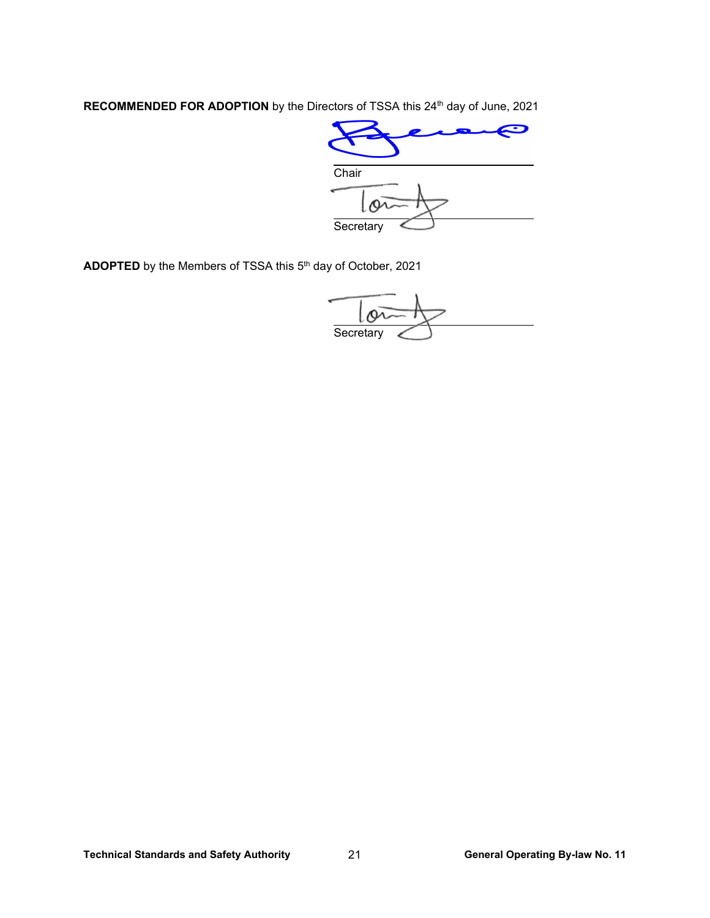**RECOMMENDED FOR ADOPTION** by the Directors of TSSA this 24th day of June, 2021

Chair

Secretary

**ADOPTED** by the Members of TSSA this 5th day of October, 2021

Secretary